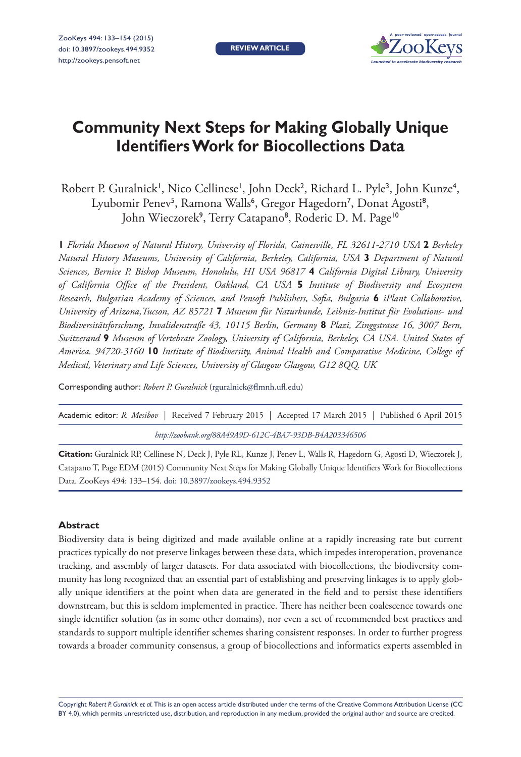REVIEW ARTICLE

# Community Next Steps for Making Globally Unique Identifiers Work for Biocollections Data

Robert P. Guralnick[1], Nico Cellinese[1], John Deck[2], Richard L. Pyle[3], John Kunze[4], Lyubomir Penev[5], Ramona Walls[6], Gregor Hagedorn[7], Donat Agosti[8], John Wieczorek[9], Terry Catapano[8], Roderic D. M. Page[10]

**1** *Florida Museum of Natural History, University of Florida, Gainesville, FL 32611-2710 USA* **2** *Berkeley Natural History Museums, University of California, Berkeley, California, USA* **3** *Department of Natural Sciences, Bernice P. Bishop Museum, Honolulu, HI USA 96817* **4** *California Digital Library, University of California Office of the President, Oakland, CA USA* **5** *Institute of Biodiversity and Ecosystem Research, Bulgarian Academy of Sciences, and Pensoft Publishers, Sofia, Bulgaria* **6** *iPlant Collaborative, University of Arizona, Tucson, AZ 85721* **7** *Museum für Naturkunde, Leibniz-Institut für Evolutions- und Biodiversitätsforschung, Invalidenstraße 43, 10115 Berlin, Germany* **8** *Plazi, Zinggstrasse 16, 3007 Bern, Switzerand* **9** *Museum of Vertebrate Zoology, University of California, Berkeley, CA USA. United States of America. 94720-3160* **10** *Institute of Biodiversity, Animal Health and Comparative Medicine, College of Medical, Veterinary and Life Sciences, University of Glasgow Glasgow, G12 8QQ. UK*

Corresponding author: *Robert P. Guralnick* (rguralnick@flmnh.ufl.edu)

Academic editor: *R. Mesibov* | Received 7 February 2015 | Accepted 17 March 2015 | Published 6 April 2015

*http://zoobank.org/88A49A9D-612C-4BA7-93DB-B4A203346506*

**Citation:** Guralnick RP, Cellinese N, Deck J, Pyle RL, Kunze J, Penev L, Walls R, Hagedorn G, Agosti D, Wieczorek J, Catapano T, Page EDM (2015) Community Next Steps for Making Globally Unique Identifiers Work for Biocollections Data. ZooKeys 494: 133–154. doi: 10.3897/zookeys.494.9352

## Abstract

Biodiversity data is being digitized and made available online at a rapidly increasing rate but current practices typically do not preserve linkages between these data, which impedes interoperation, provenance tracking, and assembly of larger datasets. For data associated with biocollections, the biodiversity community has long recognized that an essential part of establishing and preserving linkages is to apply globally unique identifiers at the point when data are generated in the field and to persist these identifiers downstream, but this is seldom implemented in practice. There has neither been coalescence towards one single identifier solution (as in some other domains), nor even a set of recommended best practices and standards to support multiple identifier schemes sharing consistent responses. In order to further progress towards a broader community consensus, a group of biocollections and informatics experts assembled in

Copyright *Robert P. Guralnick et al.* This is an open access article distributed under the terms of the Creative Commons Attribution License (CC BY 4.0), which permits unrestricted use, distribution, and reproduction in any medium, provided the original author and source are credited.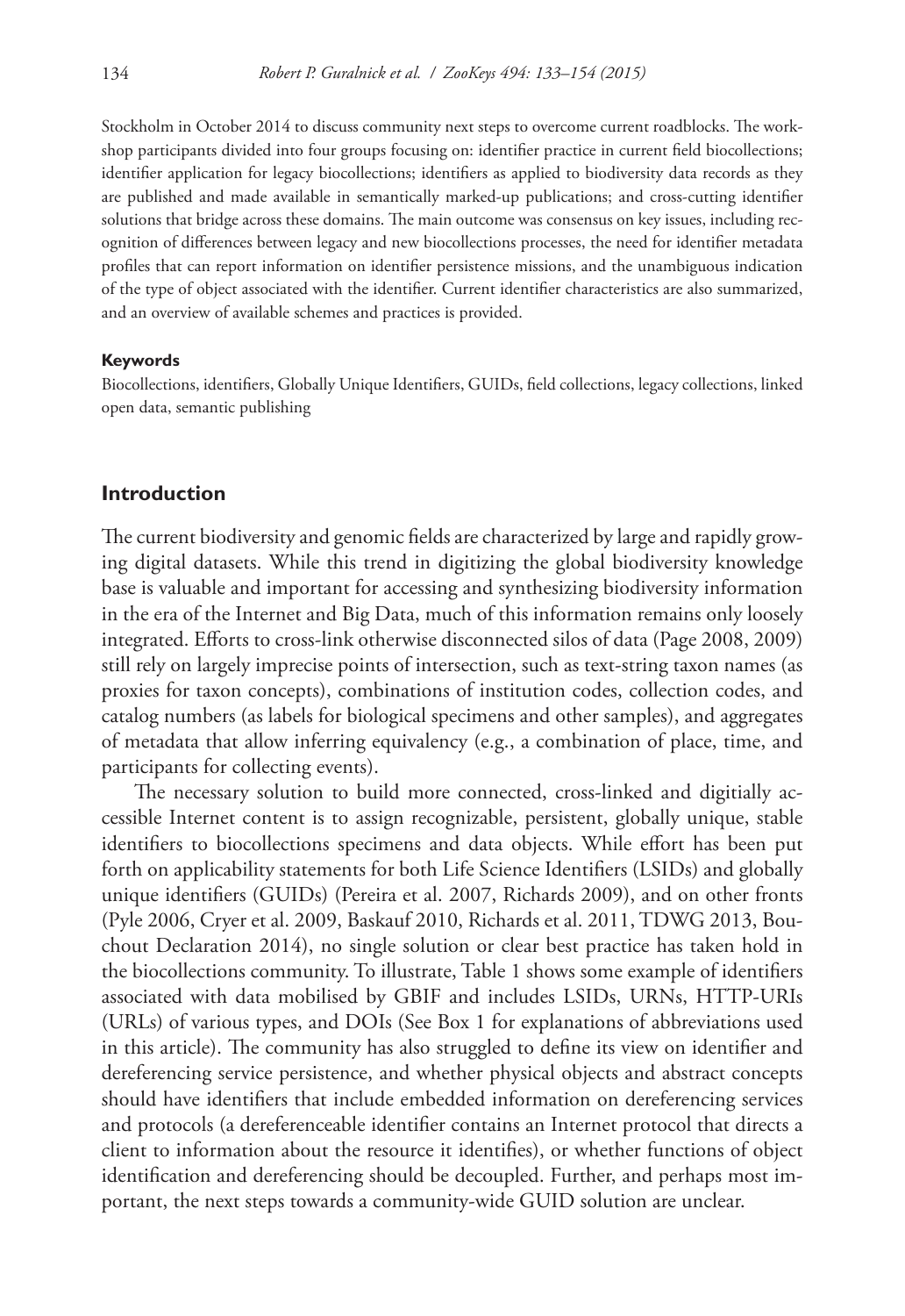Stockholm in October 2014 to discuss community next steps to overcome current roadblocks. The workshop participants divided into four groups focusing on: identifier practice in current field biocollections; identifier application for legacy biocollections; identifiers as applied to biodiversity data records as they are published and made available in semantically marked-up publications; and cross-cutting identifier solutions that bridge across these domains. The main outcome was consensus on key issues, including recognition of differences between legacy and new biocollections processes, the need for identifier metadata profiles that can report information on identifier persistence missions, and the unambiguous indication of the type of object associated with the identifier. Current identifier characteristics are also summarized, and an overview of available schemes and practices is provided.

#### Keywords

Biocollections, identifiers, Globally Unique Identifiers, GUIDs, field collections, legacy collections, linked open data, semantic publishing

## Introduction

The current biodiversity and genomic fields are characterized by large and rapidly growing digital datasets. While this trend in digitizing the global biodiversity knowledge base is valuable and important for accessing and synthesizing biodiversity information in the era of the Internet and Big Data, much of this information remains only loosely integrated. Efforts to cross-link otherwise disconnected silos of data (Page 2008, 2009) still rely on largely imprecise points of intersection, such as text-string taxon names (as proxies for taxon concepts), combinations of institution codes, collection codes, and catalog numbers (as labels for biological specimens and other samples), and aggregates of metadata that allow inferring equivalency (e.g., a combination of place, time, and participants for collecting events).

The necessary solution to build more connected, cross-linked and digitially accessible Internet content is to assign recognizable, persistent, globally unique, stable identifiers to biocollections specimens and data objects. While effort has been put forth on applicability statements for both Life Science Identifiers (LSIDs) and globally unique identifiers (GUIDs) (Pereira et al. 2007, Richards 2009), and on other fronts (Pyle 2006, Cryer et al. 2009, Baskauf 2010, Richards et al. 2011, TDWG 2013, Bouchout Declaration 2014), no single solution or clear best practice has taken hold in the biocollections community. To illustrate, Table 1 shows some example of identifiers associated with data mobilised by GBIF and includes LSIDs, URNs, HTTP-URIs (URLs) of various types, and DOIs (See Box 1 for explanations of abbreviations used in this article). The community has also struggled to define its view on identifier and dereferencing service persistence, and whether physical objects and abstract concepts should have identifiers that include embedded information on dereferencing services and protocols (a dereferenceable identifier contains an Internet protocol that directs a client to information about the resource it identifies), or whether functions of object identification and dereferencing should be decoupled. Further, and perhaps most important, the next steps towards a community-wide GUID solution are unclear.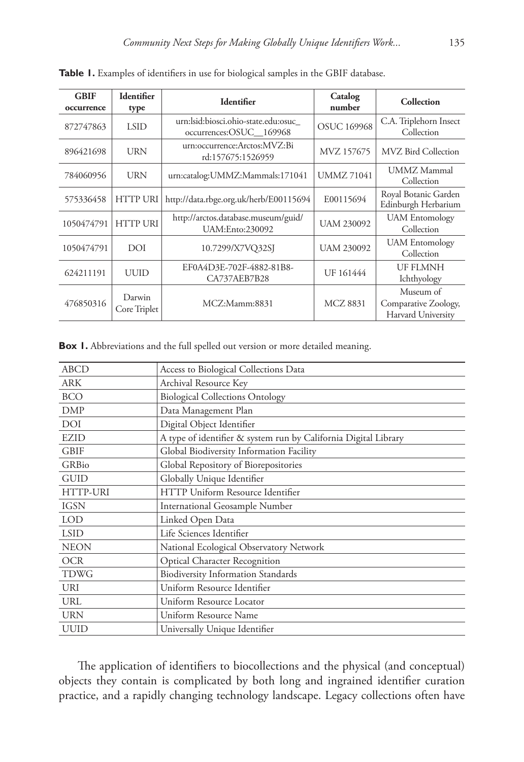**Table 1.** Examples of identifiers in use for biological samples in the GBIF database.

| GBIF occurrence | Identifier type | Identifier | Catalog number | Collection |
|---|---|---|---|---|
| 872747863 | LSID | urn:lsid:biosci.ohio-state.edu:osuc_occurrences:OSUC__169968 | OSUC 169968 | C.A. Triplehorn Insect Collection |
| 896421698 | URN | urn:occurrence:Arctos:MVZ:Bird:157675:1526959 | MVZ 157675 | MVZ Bird Collection |
| 784060956 | URN | urn:catalog:UMMZ:Mammals:171041 | UMMZ 71041 | UMMZ Mammal Collection |
| 575336458 | HTTP URI | http://data.rbge.org.uk/herb/E00115694 | E00115694 | Royal Botanic Garden Edinburgh Herbarium |
| 1050474791 | HTTP URI | http://arctos.database.museum/guid/UAM:Ento:230092 | UAM 230092 | UAM Entomology Collection |
| 1050474791 | DOI | 10.7299/X7VQ32SJ | UAM 230092 | UAM Entomology Collection |
| 624211191 | UUID | EF0A4D3E-702F-4882-81B8-CA737AEB7B28 | UF 161444 | UF FLMNH Ichthyology |
| 476850316 | Darwin Core Triplet | MCZ:Mamm:8831 | MCZ 8831 | Museum of Comparative Zoology, Harvard University |

**Box 1.** Abbreviations and the full spelled out version or more detailed meaning.

| | |
|---|---|
| ABCD | Access to Biological Collections Data |
| ARK | Archival Resource Key |
| BCO | Biological Collections Ontology |
| DMP | Data Management Plan |
| DOI | Digital Object Identifier |
| EZID | A type of identifier & system run by California Digital Library |
| GBIF | Global Biodiversity Information Facility |
| GRBio | Global Repository of Biorepositories |
| GUID | Globally Unique Identifier |
| HTTP-URI | HTTP Uniform Resource Identifier |
| IGSN | International Geosample Number |
| LOD | Linked Open Data |
| LSID | Life Sciences Identifier |
| NEON | National Ecological Observatory Network |
| OCR | Optical Character Recognition |
| TDWG | Biodiversity Information Standards |
| URI | Uniform Resource Identifier |
| URL | Uniform Resource Locator |
| URN | Uniform Resource Name |
| UUID | Universally Unique Identifier |

The application of identifiers to biocollections and the physical (and conceptual) objects they contain is complicated by both long and ingrained identifier curation practice, and a rapidly changing technology landscape. Legacy collections often have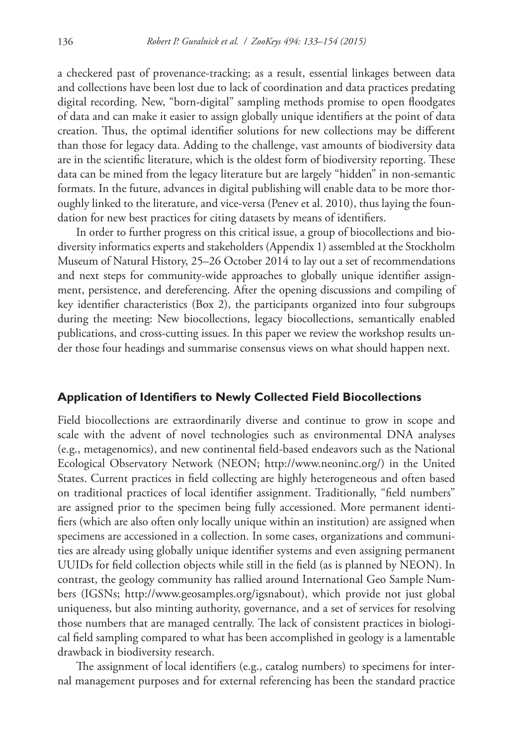a checkered past of provenance-tracking; as a result, essential linkages between data and collections have been lost due to lack of coordination and data practices predating digital recording. New, "born-digital" sampling methods promise to open floodgates of data and can make it easier to assign globally unique identifiers at the point of data creation. Thus, the optimal identifier solutions for new collections may be different than those for legacy data. Adding to the challenge, vast amounts of biodiversity data are in the scientific literature, which is the oldest form of biodiversity reporting. These data can be mined from the legacy literature but are largely "hidden" in non-semantic formats. In the future, advances in digital publishing will enable data to be more thoroughly linked to the literature, and vice-versa (Penev et al. 2010), thus laying the foundation for new best practices for citing datasets by means of identifiers.

In order to further progress on this critical issue, a group of biocollections and biodiversity informatics experts and stakeholders (Appendix 1) assembled at the Stockholm Museum of Natural History, 25–26 October 2014 to lay out a set of recommendations and next steps for community-wide approaches to globally unique identifier assignment, persistence, and dereferencing. After the opening discussions and compiling of key identifier characteristics (Box 2), the participants organized into four subgroups during the meeting: New biocollections, legacy biocollections, semantically enabled publications, and cross-cutting issues. In this paper we review the workshop results under those four headings and summarise consensus views on what should happen next.

## Application of Identifiers to Newly Collected Field Biocollections

Field biocollections are extraordinarily diverse and continue to grow in scope and scale with the advent of novel technologies such as environmental DNA analyses (e.g., metagenomics), and new continental field-based endeavors such as the National Ecological Observatory Network (NEON; http://www.neoninc.org/) in the United States. Current practices in field collecting are highly heterogeneous and often based on traditional practices of local identifier assignment. Traditionally, "field numbers" are assigned prior to the specimen being fully accessioned. More permanent identifiers (which are also often only locally unique within an institution) are assigned when specimens are accessioned in a collection. In some cases, organizations and communities are already using globally unique identifier systems and even assigning permanent UUIDs for field collection objects while still in the field (as is planned by NEON). In contrast, the geology community has rallied around International Geo Sample Numbers (IGSNs; http://www.geosamples.org/igsnabout), which provide not just global uniqueness, but also minting authority, governance, and a set of services for resolving those numbers that are managed centrally. The lack of consistent practices in biological field sampling compared to what has been accomplished in geology is a lamentable drawback in biodiversity research.

The assignment of local identifiers (e.g., catalog numbers) to specimens for internal management purposes and for external referencing has been the standard practice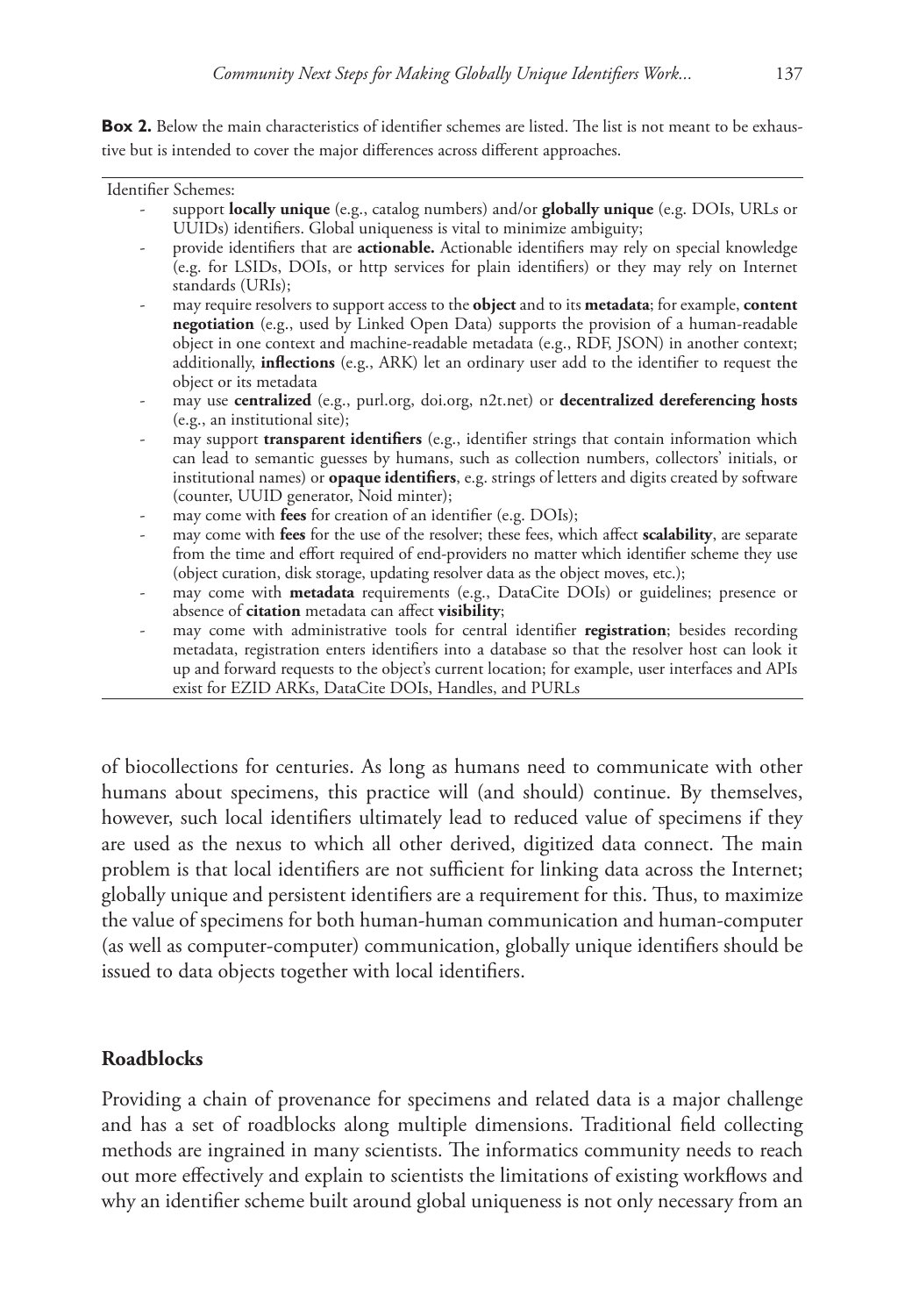**Box 2.** Below the main characteristics of identifier schemes are listed. The list is not meant to be exhaustive but is intended to cover the major differences across different approaches.

Identifier Schemes:

- support **locally unique** (e.g., catalog numbers) and/or **globally unique** (e.g. DOIs, URLs or UUIDs) identifiers. Global uniqueness is vital to minimize ambiguity;
- provide identifiers that are **actionable.** Actionable identifiers may rely on special knowledge (e.g. for LSIDs, DOIs, or http services for plain identifiers) or they may rely on Internet standards (URIs);
- may require resolvers to support access to the **object** and to its **metadata**; for example, **content negotiation** (e.g., used by Linked Open Data) supports the provision of a human-readable object in one context and machine-readable metadata (e.g., RDF, JSON) in another context; additionally, **inflections** (e.g., ARK) let an ordinary user add to the identifier to request the object or its metadata
- may use **centralized** (e.g., purl.org, doi.org, n2t.net) or **decentralized dereferencing hosts** (e.g., an institutional site);
- may support **transparent identifiers** (e.g., identifier strings that contain information which can lead to semantic guesses by humans, such as collection numbers, collectors' initials, or institutional names) or **opaque identifiers**, e.g. strings of letters and digits created by software (counter, UUID generator, Noid minter);
- may come with **fees** for creation of an identifier (e.g. DOIs);
- may come with **fees** for the use of the resolver; these fees, which affect **scalability**, are separate from the time and effort required of end-providers no matter which identifier scheme they use (object curation, disk storage, updating resolver data as the object moves, etc.);
- may come with **metadata** requirements (e.g., DataCite DOIs) or guidelines; presence or absence of **citation** metadata can affect **visibility**;
- may come with administrative tools for central identifier **registration**; besides recording metadata, registration enters identifiers into a database so that the resolver host can look it up and forward requests to the object's current location; for example, user interfaces and APIs exist for EZID ARKs, DataCite DOIs, Handles, and PURLs

of biocollections for centuries. As long as humans need to communicate with other humans about specimens, this practice will (and should) continue. By themselves, however, such local identifiers ultimately lead to reduced value of specimens if they are used as the nexus to which all other derived, digitized data connect. The main problem is that local identifiers are not sufficient for linking data across the Internet; globally unique and persistent identifiers are a requirement for this. Thus, to maximize the value of specimens for both human-human communication and human-computer (as well as computer-computer) communication, globally unique identifiers should be issued to data objects together with local identifiers.

## Roadblocks

Providing a chain of provenance for specimens and related data is a major challenge and has a set of roadblocks along multiple dimensions. Traditional field collecting methods are ingrained in many scientists. The informatics community needs to reach out more effectively and explain to scientists the limitations of existing workflows and why an identifier scheme built around global uniqueness is not only necessary from an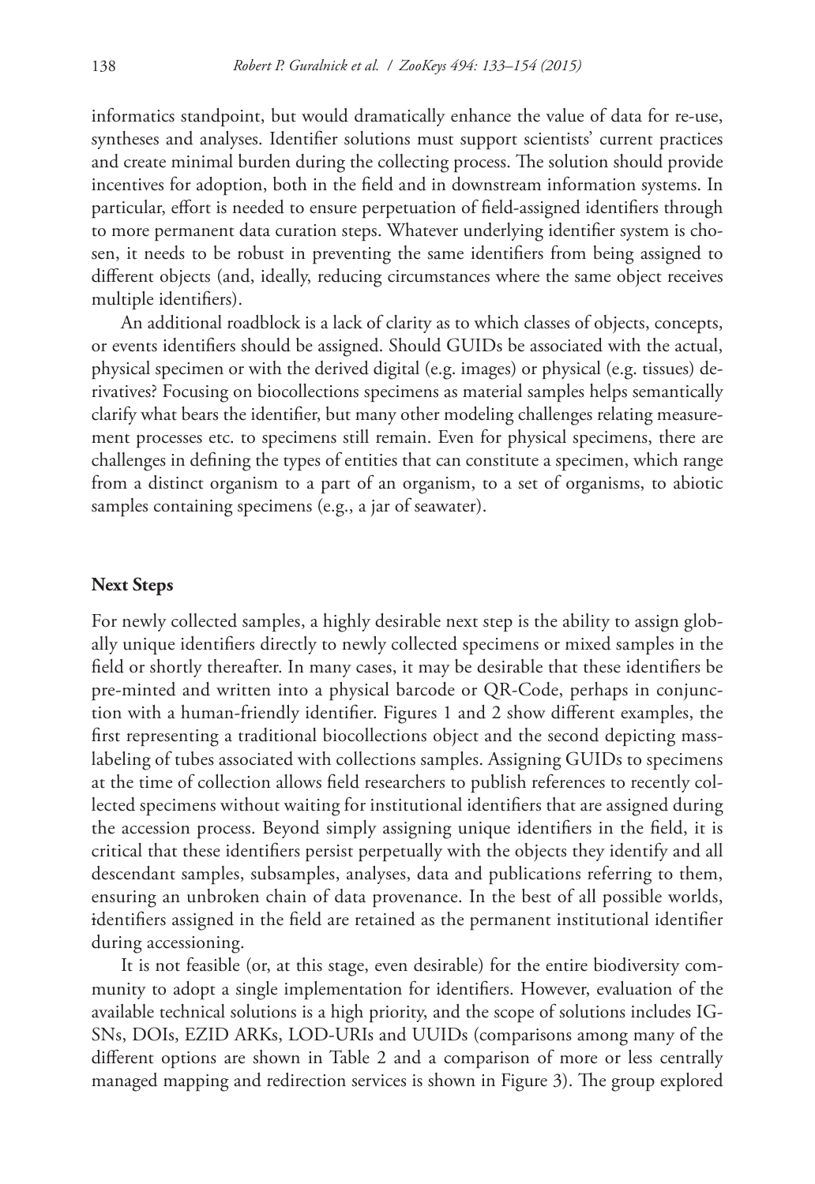informatics standpoint, but would dramatically enhance the value of data for re-use, syntheses and analyses. Identifier solutions must support scientists' current practices and create minimal burden during the collecting process. The solution should provide incentives for adoption, both in the field and in downstream information systems. In particular, effort is needed to ensure perpetuation of field-assigned identifiers through to more permanent data curation steps. Whatever underlying identifier system is chosen, it needs to be robust in preventing the same identifiers from being assigned to different objects (and, ideally, reducing circumstances where the same object receives multiple identifiers).

An additional roadblock is a lack of clarity as to which classes of objects, concepts, or events identifiers should be assigned. Should GUIDs be associated with the actual, physical specimen or with the derived digital (e.g. images) or physical (e.g. tissues) derivatives? Focusing on biocollections specimens as material samples helps semantically clarify what bears the identifier, but many other modeling challenges relating measurement processes etc. to specimens still remain. Even for physical specimens, there are challenges in defining the types of entities that can constitute a specimen, which range from a distinct organism to a part of an organism, to a set of organisms, to abiotic samples containing specimens (e.g., a jar of seawater).

## Next Steps

For newly collected samples, a highly desirable next step is the ability to assign globally unique identifiers directly to newly collected specimens or mixed samples in the field or shortly thereafter. In many cases, it may be desirable that these identifiers be pre-minted and written into a physical barcode or QR-Code, perhaps in conjunction with a human-friendly identifier. Figures 1 and 2 show different examples, the first representing a traditional biocollections object and the second depicting mass-labeling of tubes associated with collections samples. Assigning GUIDs to specimens at the time of collection allows field researchers to publish references to recently collected specimens without waiting for institutional identifiers that are assigned during the accession process. Beyond simply assigning unique identifiers in the field, it is critical that these identifiers persist perpetually with the objects they identify and all descendant samples, subsamples, analyses, data and publications referring to them, ensuring an unbroken chain of data provenance. In the best of all possible worlds, identifiers assigned in the field are retained as the permanent institutional identifier during accessioning.

It is not feasible (or, at this stage, even desirable) for the entire biodiversity community to adopt a single implementation for identifiers. However, evaluation of the available technical solutions is a high priority, and the scope of solutions includes IGSNs, DOIs, EZID ARKs, LOD-URIs and UUIDs (comparisons among many of the different options are shown in Table 2 and a comparison of more or less centrally managed mapping and redirection services is shown in Figure 3). The group explored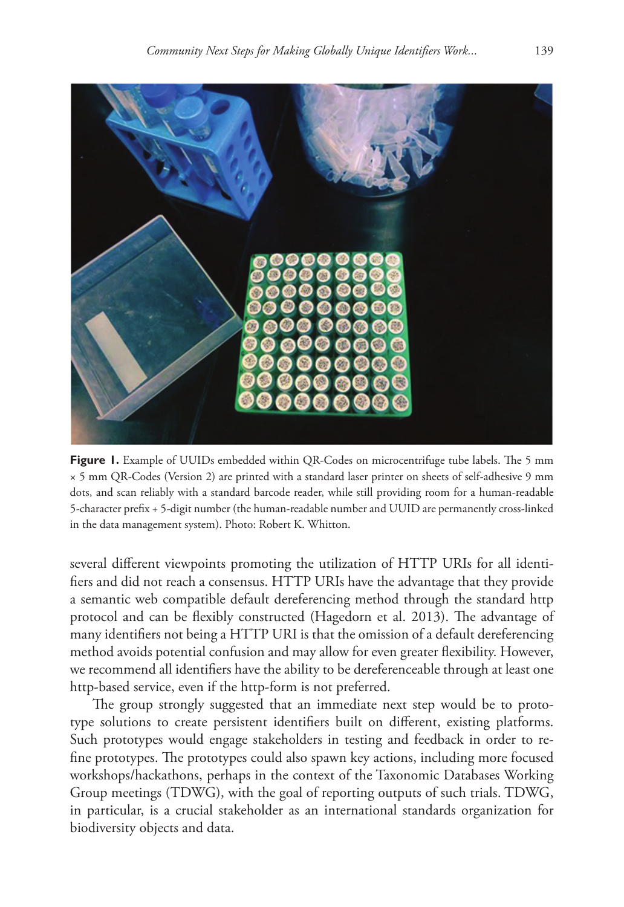**Figure 1.** Example of UUIDs embedded within QR-Codes on microcentrifuge tube labels. The 5 mm × 5 mm QR-Codes (Version 2) are printed with a standard laser printer on sheets of self-adhesive 9 mm dots, and scan reliably with a standard barcode reader, while still providing room for a human-readable 5-character prefix + 5-digit number (the human-readable number and UUID are permanently cross-linked in the data management system). Photo: Robert K. Whitton.

several different viewpoints promoting the utilization of HTTP URIs for all identifiers and did not reach a consensus. HTTP URIs have the advantage that they provide a semantic web compatible default dereferencing method through the standard http protocol and can be flexibly constructed (Hagedorn et al. 2013). The advantage of many identifiers not being a HTTP URI is that the omission of a default dereferencing method avoids potential confusion and may allow for even greater flexibility. However, we recommend all identifiers have the ability to be dereferenceable through at least one http-based service, even if the http-form is not preferred.

The group strongly suggested that an immediate next step would be to prototype solutions to create persistent identifiers built on different, existing platforms. Such prototypes would engage stakeholders in testing and feedback in order to refine prototypes. The prototypes could also spawn key actions, including more focused workshops/hackathons, perhaps in the context of the Taxonomic Databases Working Group meetings (TDWG), with the goal of reporting outputs of such trials. TDWG, in particular, is a crucial stakeholder as an international standards organization for biodiversity objects and data.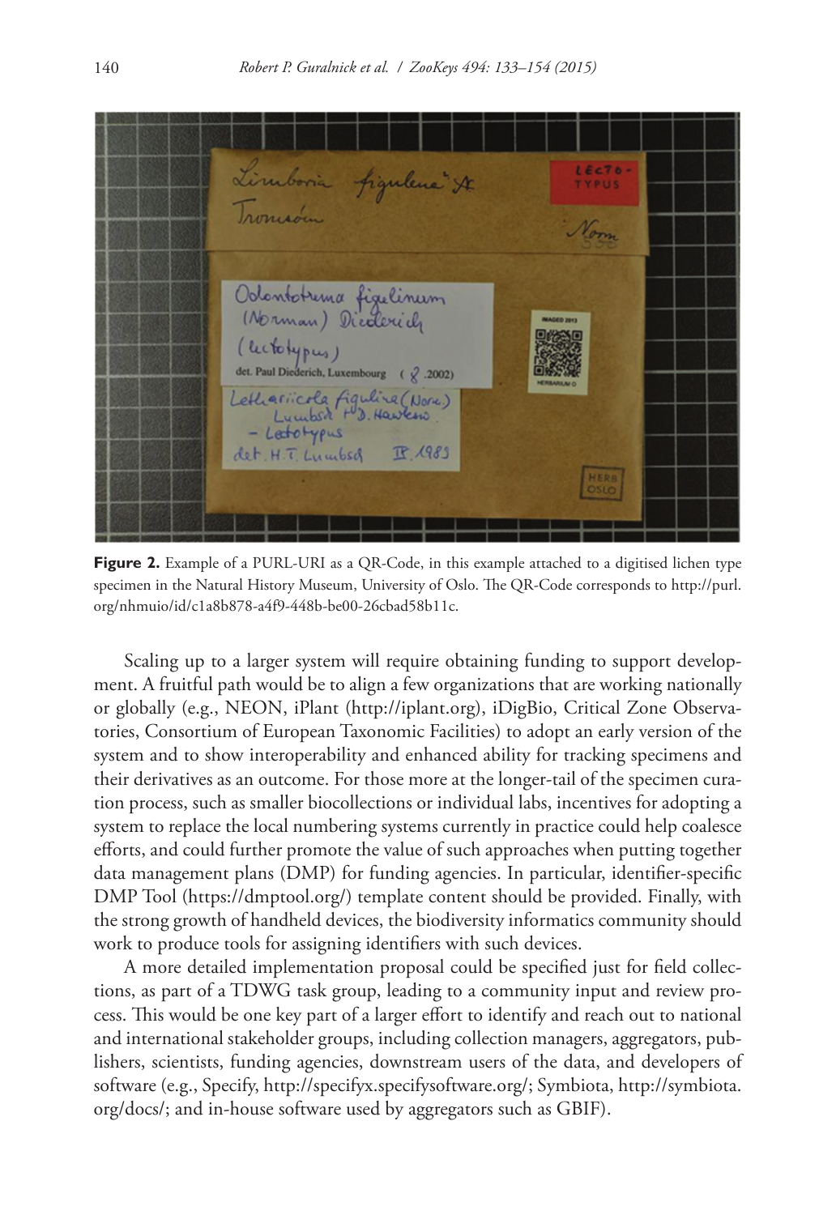**Figure 2.** Example of a PURL-URI as a QR-Code, in this example attached to a digitised lichen type specimen in the Natural History Museum, University of Oslo. The QR-Code corresponds to http://purl.org/nhmuio/id/c1a8b878-a4f9-448b-be00-26cbad58b11c.

Scaling up to a larger system will require obtaining funding to support development. A fruitful path would be to align a few organizations that are working nationally or globally (e.g., NEON, iPlant (http://iplant.org), iDigBio, Critical Zone Observatories, Consortium of European Taxonomic Facilities) to adopt an early version of the system and to show interoperability and enhanced ability for tracking specimens and their derivatives as an outcome. For those more at the longer-tail of the specimen curation process, such as smaller biocollections or individual labs, incentives for adopting a system to replace the local numbering systems currently in practice could help coalesce efforts, and could further promote the value of such approaches when putting together data management plans (DMP) for funding agencies. In particular, identifier-specific DMP Tool (https://dmptool.org/) template content should be provided. Finally, with the strong growth of handheld devices, the biodiversity informatics community should work to produce tools for assigning identifiers with such devices.

A more detailed implementation proposal could be specified just for field collections, as part of a TDWG task group, leading to a community input and review process. This would be one key part of a larger effort to identify and reach out to national and international stakeholder groups, including collection managers, aggregators, publishers, scientists, funding agencies, downstream users of the data, and developers of software (e.g., Specify, http://specifyx.specifysoftware.org/; Symbiota, http://symbiota.org/docs/; and in-house software used by aggregators such as GBIF).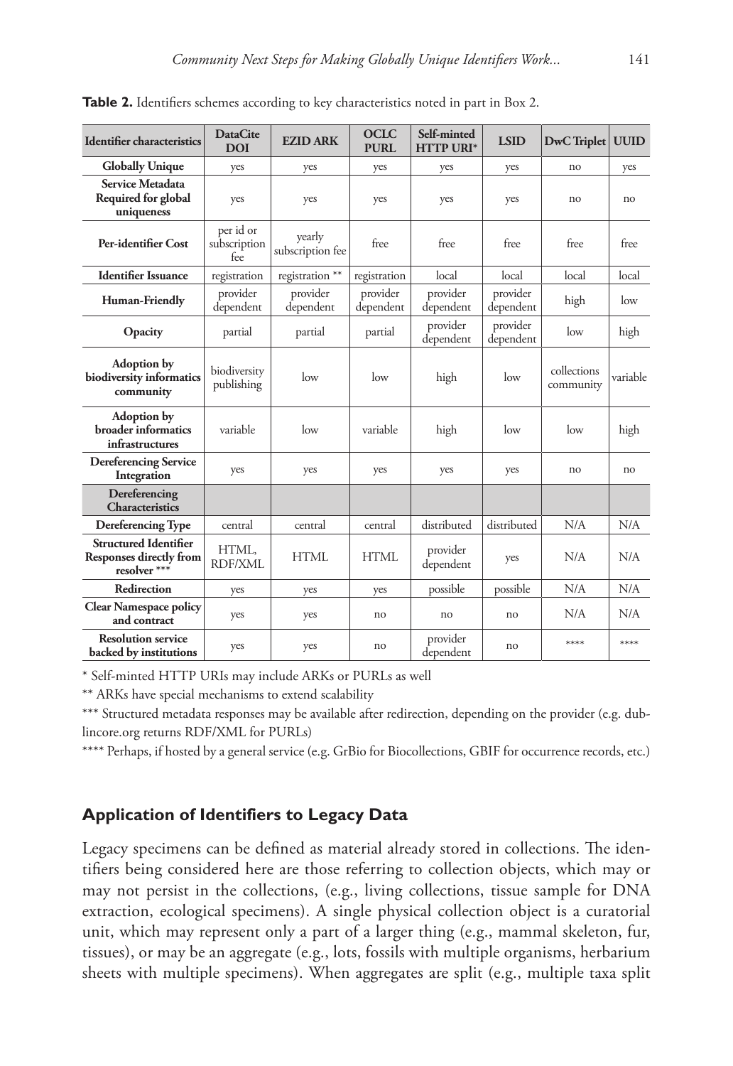**Table 2.** Identifiers schemes according to key characteristics noted in part in Box 2.

| Identifier characteristics | DataCite DOI | EZID ARK | OCLC PURL | Self-minted HTTP URI* | LSID | DwC Triplet | UUID |
|---|---|---|---|---|---|---|---|
| **Globally Unique** | yes | yes | yes | yes | yes | no | yes |
| **Service Metadata Required for global uniqueness** | yes | yes | yes | yes | yes | no | no |
| **Per-identifier Cost** | per id or subscription fee | yearly subscription fee | free | free | free | free | free |
| **Identifier Issuance** | registration | registration ** | registration | local | local | local | local |
| **Human-Friendly** | provider dependent | provider dependent | provider dependent | provider dependent | provider dependent | high | low |
| **Opacity** | partial | partial | partial | provider dependent | provider dependent | low | high |
| **Adoption by biodiversity informatics community** | biodiversity publishing | low | low | high | low | collections community | variable |
| **Adoption by broader informatics infrastructures** | variable | low | variable | high | low | low | high |
| **Dereferencing Service Integration** | yes | yes | yes | yes | yes | no | no |
| **Dereferencing Characteristics** | | | | | | | |
| **Dereferencing Type** | central | central | central | distributed | distributed | N/A | N/A |
| **Structured Identifier Responses directly from resolver** *** | HTML, RDF/XML | HTML | HTML | provider dependent | yes | N/A | N/A |
| **Redirection** | yes | yes | yes | possible | possible | N/A | N/A |
| **Clear Namespace policy and contract** | yes | yes | no | no | no | N/A | N/A |
| **Resolution service backed by institutions** | yes | yes | no | provider dependent | no | **** | **** |

* Self-minted HTTP URIs may include ARKs or PURLs as well

** ARKs have special mechanisms to extend scalability

*** Structured metadata responses may be available after redirection, depending on the provider (e.g. dublincore.org returns RDF/XML for PURLs)

**** Perhaps, if hosted by a general service (e.g. GrBio for Biocollections, GBIF for occurrence records, etc.)

## Application of Identifiers to Legacy Data

Legacy specimens can be defined as material already stored in collections. The identifiers being considered here are those referring to collection objects, which may or may not persist in the collections, (e.g., living collections, tissue sample for DNA extraction, ecological specimens). A single physical collection object is a curatorial unit, which may represent only a part of a larger thing (e.g., mammal skeleton, fur, tissues), or may be an aggregate (e.g., lots, fossils with multiple organisms, herbarium sheets with multiple specimens). When aggregates are split (e.g., multiple taxa split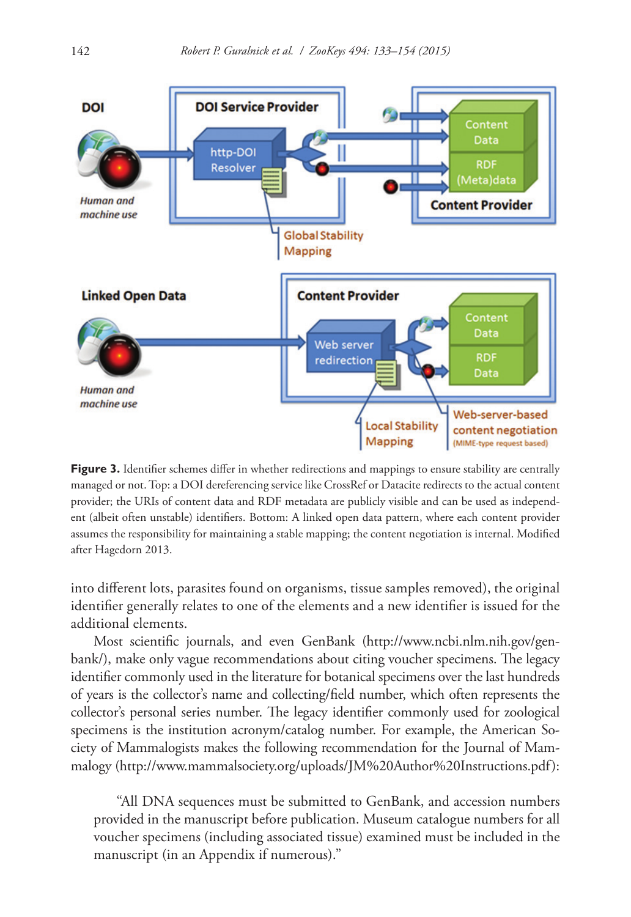**Figure 3.** Identifier schemes differ in whether redirections and mappings to ensure stability are centrally managed or not. Top: a DOI dereferencing service like CrossRef or Datacite redirects to the actual content provider; the URIs of content data and RDF metadata are publicly visible and can be used as independent (albeit often unstable) identifiers. Bottom: A linked open data pattern, where each content provider assumes the responsibility for maintaining a stable mapping; the content negotiation is internal. Modified after Hagedorn 2013.

into different lots, parasites found on organisms, tissue samples removed), the original identifier generally relates to one of the elements and a new identifier is issued for the additional elements.

Most scientific journals, and even GenBank (http://www.ncbi.nlm.nih.gov/genbank/), make only vague recommendations about citing voucher specimens. The legacy identifier commonly used in the literature for botanical specimens over the last hundreds of years is the collector's name and collecting/field number, which often represents the collector's personal series number. The legacy identifier commonly used for zoological specimens is the institution acronym/catalog number. For example, the American Society of Mammalogists makes the following recommendation for the Journal of Mammalogy (http://www.mammalsociety.org/uploads/JM%20Author%20Instructions.pdf):

> "All DNA sequences must be submitted to GenBank, and accession numbers provided in the manuscript before publication. Museum catalogue numbers for all voucher specimens (including associated tissue) examined must be included in the manuscript (in an Appendix if numerous)."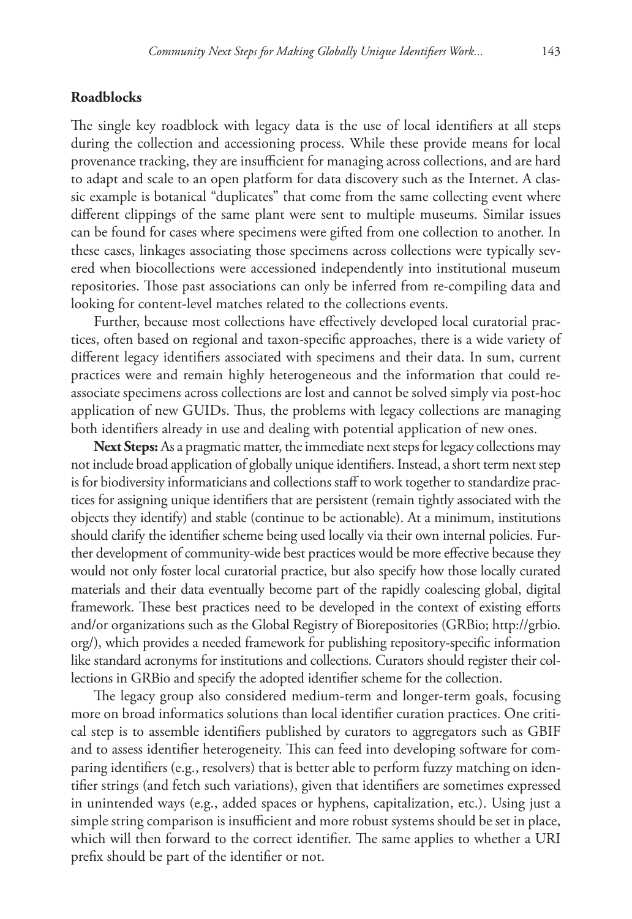### Roadblocks

The single key roadblock with legacy data is the use of local identifiers at all steps during the collection and accessioning process. While these provide means for local provenance tracking, they are insufficient for managing across collections, and are hard to adapt and scale to an open platform for data discovery such as the Internet. A classic example is botanical "duplicates" that come from the same collecting event where different clippings of the same plant were sent to multiple museums. Similar issues can be found for cases where specimens were gifted from one collection to another. In these cases, linkages associating those specimens across collections were typically severed when biocollections were accessioned independently into institutional museum repositories. Those past associations can only be inferred from re-compiling data and looking for content-level matches related to the collections events.

Further, because most collections have effectively developed local curatorial practices, often based on regional and taxon-specific approaches, there is a wide variety of different legacy identifiers associated with specimens and their data. In sum, current practices were and remain highly heterogeneous and the information that could re-associate specimens across collections are lost and cannot be solved simply via post-hoc application of new GUIDs. Thus, the problems with legacy collections are managing both identifiers already in use and dealing with potential application of new ones.

**Next Steps:** As a pragmatic matter, the immediate next steps for legacy collections may not include broad application of globally unique identifiers. Instead, a short term next step is for biodiversity informaticians and collections staff to work together to standardize practices for assigning unique identifiers that are persistent (remain tightly associated with the objects they identify) and stable (continue to be actionable). At a minimum, institutions should clarify the identifier scheme being used locally via their own internal policies. Further development of community-wide best practices would be more effective because they would not only foster local curatorial practice, but also specify how those locally curated materials and their data eventually become part of the rapidly coalescing global, digital framework. These best practices need to be developed in the context of existing efforts and/or organizations such as the Global Registry of Biorepositories (GRBio; http://grbio.org/), which provides a needed framework for publishing repository-specific information like standard acronyms for institutions and collections. Curators should register their collections in GRBio and specify the adopted identifier scheme for the collection.

The legacy group also considered medium-term and longer-term goals, focusing more on broad informatics solutions than local identifier curation practices. One critical step is to assemble identifiers published by curators to aggregators such as GBIF and to assess identifier heterogeneity. This can feed into developing software for comparing identifiers (e.g., resolvers) that is better able to perform fuzzy matching on identifier strings (and fetch such variations), given that identifiers are sometimes expressed in unintended ways (e.g., added spaces or hyphens, capitalization, etc.). Using just a simple string comparison is insufficient and more robust systems should be set in place, which will then forward to the correct identifier. The same applies to whether a URI prefix should be part of the identifier or not.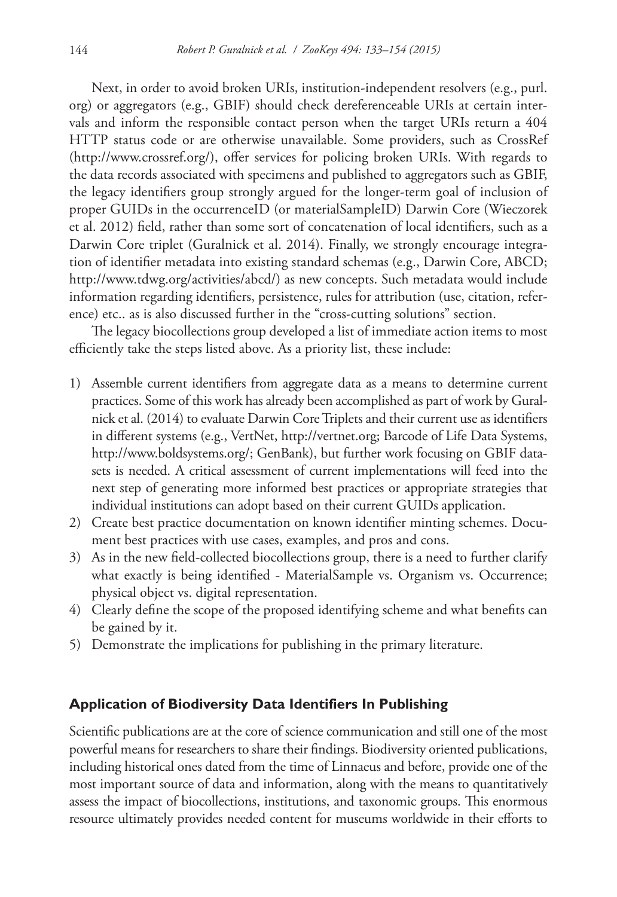Next, in order to avoid broken URIs, institution-independent resolvers (e.g., purl.org) or aggregators (e.g., GBIF) should check dereferenceable URIs at certain intervals and inform the responsible contact person when the target URIs return a 404 HTTP status code or are otherwise unavailable. Some providers, such as CrossRef (http://www.crossref.org/), offer services for policing broken URIs. With regards to the data records associated with specimens and published to aggregators such as GBIF, the legacy identifiers group strongly argued for the longer-term goal of inclusion of proper GUIDs in the occurrenceID (or materialSampleID) Darwin Core (Wieczorek et al. 2012) field, rather than some sort of concatenation of local identifiers, such as a Darwin Core triplet (Guralnick et al. 2014). Finally, we strongly encourage integration of identifier metadata into existing standard schemas (e.g., Darwin Core, ABCD; http://www.tdwg.org/activities/abcd/) as new concepts. Such metadata would include information regarding identifiers, persistence, rules for attribution (use, citation, reference) etc.. as is also discussed further in the "cross-cutting solutions" section.

The legacy biocollections group developed a list of immediate action items to most efficiently take the steps listed above. As a priority list, these include:

1) Assemble current identifiers from aggregate data as a means to determine current practices. Some of this work has already been accomplished as part of work by Guralnick et al. (2014) to evaluate Darwin Core Triplets and their current use as identifiers in different systems (e.g., VertNet, http://vertnet.org; Barcode of Life Data Systems, http://www.boldsystems.org/; GenBank), but further work focusing on GBIF datasets is needed. A critical assessment of current implementations will feed into the next step of generating more informed best practices or appropriate strategies that individual institutions can adopt based on their current GUIDs application.
2) Create best practice documentation on known identifier minting schemes. Document best practices with use cases, examples, and pros and cons.
3) As in the new field-collected biocollections group, there is a need to further clarify what exactly is being identified - MaterialSample vs. Organism vs. Occurrence; physical object vs. digital representation.
4) Clearly define the scope of the proposed identifying scheme and what benefits can be gained by it.
5) Demonstrate the implications for publishing in the primary literature.

## Application of Biodiversity Data Identifiers In Publishing

Scientific publications are at the core of science communication and still one of the most powerful means for researchers to share their findings. Biodiversity oriented publications, including historical ones dated from the time of Linnaeus and before, provide one of the most important source of data and information, along with the means to quantitatively assess the impact of biocollections, institutions, and taxonomic groups. This enormous resource ultimately provides needed content for museums worldwide in their efforts to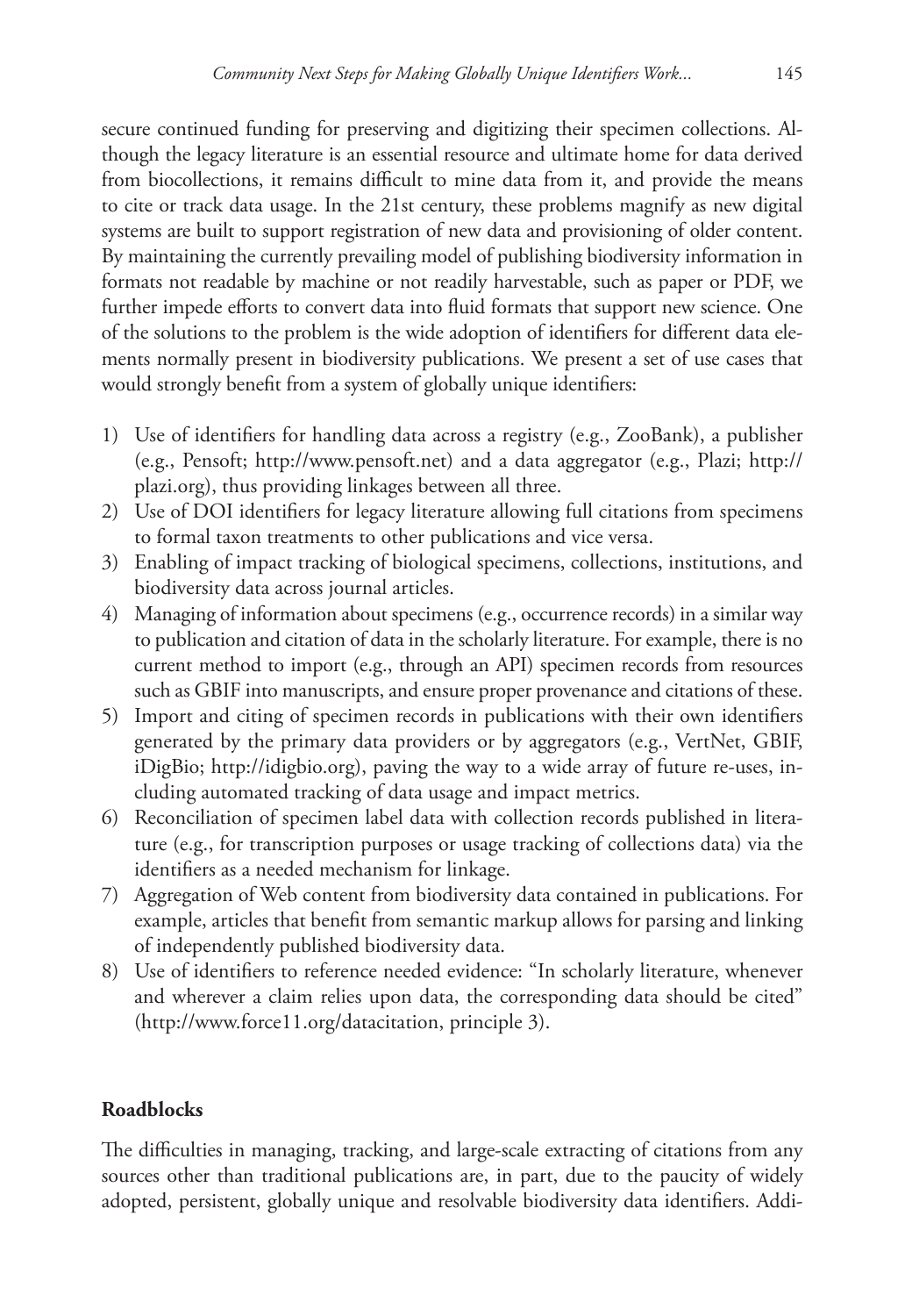secure continued funding for preserving and digitizing their specimen collections. Although the legacy literature is an essential resource and ultimate home for data derived from biocollections, it remains difficult to mine data from it, and provide the means to cite or track data usage. In the 21st century, these problems magnify as new digital systems are built to support registration of new data and provisioning of older content. By maintaining the currently prevailing model of publishing biodiversity information in formats not readable by machine or not readily harvestable, such as paper or PDF, we further impede efforts to convert data into fluid formats that support new science. One of the solutions to the problem is the wide adoption of identifiers for different data elements normally present in biodiversity publications. We present a set of use cases that would strongly benefit from a system of globally unique identifiers:

1) Use of identifiers for handling data across a registry (e.g., ZooBank), a publisher (e.g., Pensoft; http://www.pensoft.net) and a data aggregator (e.g., Plazi; http://plazi.org), thus providing linkages between all three.
2) Use of DOI identifiers for legacy literature allowing full citations from specimens to formal taxon treatments to other publications and vice versa.
3) Enabling of impact tracking of biological specimens, collections, institutions, and biodiversity data across journal articles.
4) Managing of information about specimens (e.g., occurrence records) in a similar way to publication and citation of data in the scholarly literature. For example, there is no current method to import (e.g., through an API) specimen records from resources such as GBIF into manuscripts, and ensure proper provenance and citations of these.
5) Import and citing of specimen records in publications with their own identifiers generated by the primary data providers or by aggregators (e.g., VertNet, GBIF, iDigBio; http://idigbio.org), paving the way to a wide array of future re-uses, including automated tracking of data usage and impact metrics.
6) Reconciliation of specimen label data with collection records published in literature (e.g., for transcription purposes or usage tracking of collections data) via the identifiers as a needed mechanism for linkage.
7) Aggregation of Web content from biodiversity data contained in publications. For example, articles that benefit from semantic markup allows for parsing and linking of independently published biodiversity data.
8) Use of identifiers to reference needed evidence: "In scholarly literature, whenever and wherever a claim relies upon data, the corresponding data should be cited" (http://www.force11.org/datacitation, principle 3).

## Roadblocks

The difficulties in managing, tracking, and large-scale extracting of citations from any sources other than traditional publications are, in part, due to the paucity of widely adopted, persistent, globally unique and resolvable biodiversity data identifiers. Addi-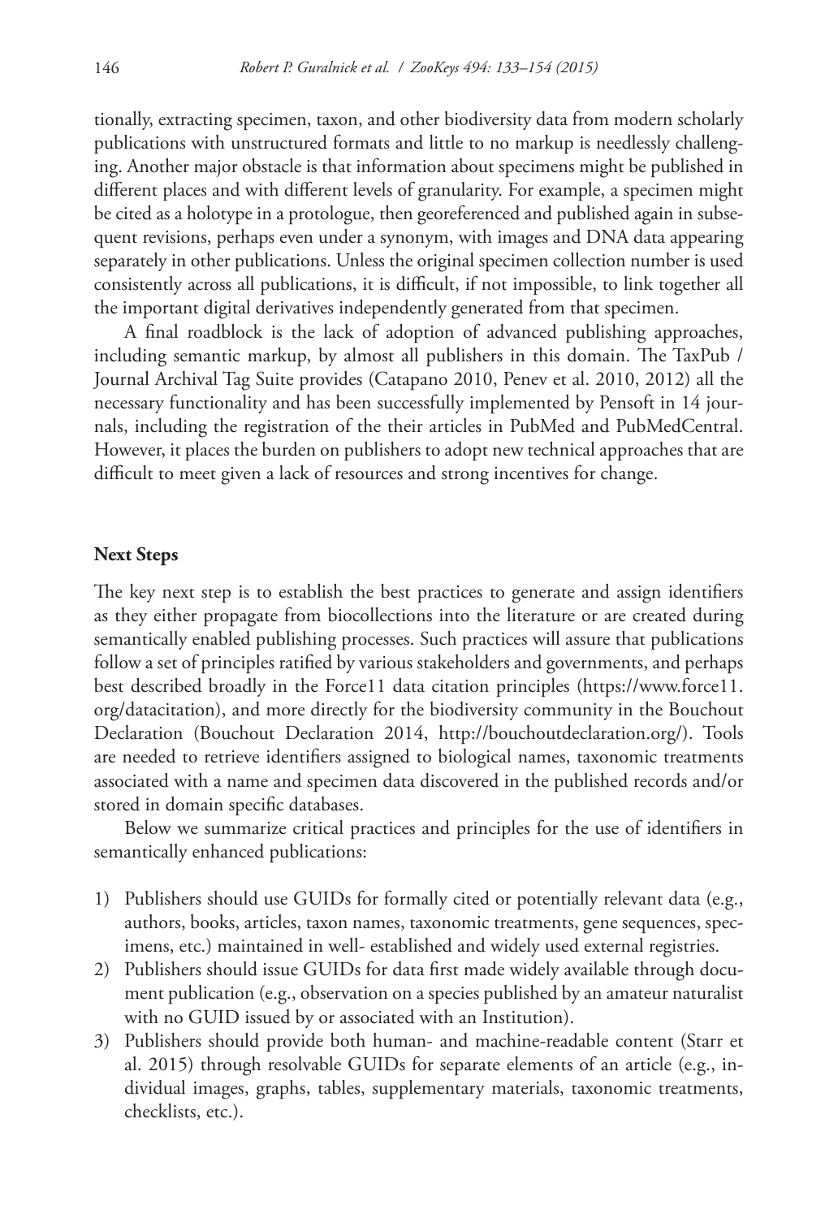tionally, extracting specimen, taxon, and other biodiversity data from modern scholarly publications with unstructured formats and little to no markup is needlessly challenging. Another major obstacle is that information about specimens might be published in different places and with different levels of granularity. For example, a specimen might be cited as a holotype in a protologue, then georeferenced and published again in subsequent revisions, perhaps even under a synonym, with images and DNA data appearing separately in other publications. Unless the original specimen collection number is used consistently across all publications, it is difficult, if not impossible, to link together all the important digital derivatives independently generated from that specimen.

A final roadblock is the lack of adoption of advanced publishing approaches, including semantic markup, by almost all publishers in this domain. The TaxPub / Journal Archival Tag Suite provides (Catapano 2010, Penev et al. 2010, 2012) all the necessary functionality and has been successfully implemented by Pensoft in 14 journals, including the registration of the their articles in PubMed and PubMedCentral. However, it places the burden on publishers to adopt new technical approaches that are difficult to meet given a lack of resources and strong incentives for change.

## Next Steps

The key next step is to establish the best practices to generate and assign identifiers as they either propagate from biocollections into the literature or are created during semantically enabled publishing processes. Such practices will assure that publications follow a set of principles ratified by various stakeholders and governments, and perhaps best described broadly in the Force11 data citation principles (https://www.force11.org/datacitation), and more directly for the biodiversity community in the Bouchout Declaration (Bouchout Declaration 2014, http://bouchoutdeclaration.org/). Tools are needed to retrieve identifiers assigned to biological names, taxonomic treatments associated with a name and specimen data discovered in the published records and/or stored in domain specific databases.

Below we summarize critical practices and principles for the use of identifiers in semantically enhanced publications:

1) Publishers should use GUIDs for formally cited or potentially relevant data (e.g., authors, books, articles, taxon names, taxonomic treatments, gene sequences, specimens, etc.) maintained in well- established and widely used external registries.
2) Publishers should issue GUIDs for data first made widely available through document publication (e.g., observation on a species published by an amateur naturalist with no GUID issued by or associated with an Institution).
3) Publishers should provide both human- and machine-readable content (Starr et al. 2015) through resolvable GUIDs for separate elements of an article (e.g., individual images, graphs, tables, supplementary materials, taxonomic treatments, checklists, etc.).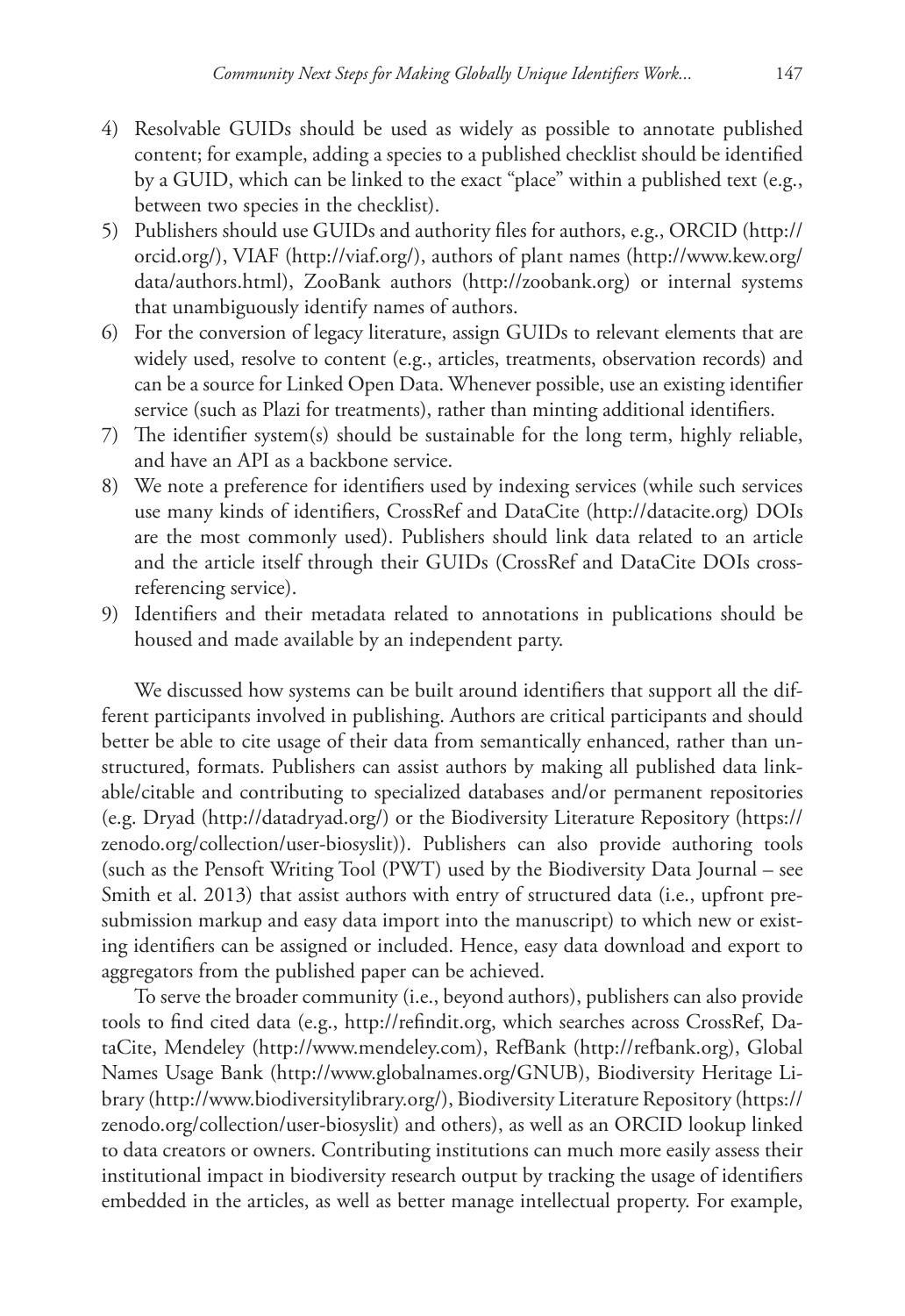4) Resolvable GUIDs should be used as widely as possible to annotate published content; for example, adding a species to a published checklist should be identified by a GUID, which can be linked to the exact "place" within a published text (e.g., between two species in the checklist).
5) Publishers should use GUIDs and authority files for authors, e.g., ORCID (http://orcid.org/), VIAF (http://viaf.org/), authors of plant names (http://www.kew.org/data/authors.html), ZooBank authors (http://zoobank.org) or internal systems that unambiguously identify names of authors.
6) For the conversion of legacy literature, assign GUIDs to relevant elements that are widely used, resolve to content (e.g., articles, treatments, observation records) and can be a source for Linked Open Data. Whenever possible, use an existing identifier service (such as Plazi for treatments), rather than minting additional identifiers.
7) The identifier system(s) should be sustainable for the long term, highly reliable, and have an API as a backbone service.
8) We note a preference for identifiers used by indexing services (while such services use many kinds of identifiers, CrossRef and DataCite (http://datacite.org) DOIs are the most commonly used). Publishers should link data related to an article and the article itself through their GUIDs (CrossRef and DataCite DOIs cross-referencing service).
9) Identifiers and their metadata related to annotations in publications should be housed and made available by an independent party.

We discussed how systems can be built around identifiers that support all the different participants involved in publishing. Authors are critical participants and should better be able to cite usage of their data from semantically enhanced, rather than unstructured, formats. Publishers can assist authors by making all published data linkable/citable and contributing to specialized databases and/or permanent repositories (e.g. Dryad (http://datadryad.org/) or the Biodiversity Literature Repository (https://zenodo.org/collection/user-biosyslit)). Publishers can also provide authoring tools (such as the Pensoft Writing Tool (PWT) used by the Biodiversity Data Journal – see Smith et al. 2013) that assist authors with entry of structured data (i.e., upfront pre-submission markup and easy data import into the manuscript) to which new or existing identifiers can be assigned or included. Hence, easy data download and export to aggregators from the published paper can be achieved.

To serve the broader community (i.e., beyond authors), publishers can also provide tools to find cited data (e.g., http://refindit.org, which searches across CrossRef, DataCite, Mendeley (http://www.mendeley.com), RefBank (http://refbank.org), Global Names Usage Bank (http://www.globalnames.org/GNUB), Biodiversity Heritage Library (http://www.biodiversitylibrary.org/), Biodiversity Literature Repository (https://zenodo.org/collection/user-biosyslit) and others), as well as an ORCID lookup linked to data creators or owners. Contributing institutions can much more easily assess their institutional impact in biodiversity research output by tracking the usage of identifiers embedded in the articles, as well as better manage intellectual property. For example,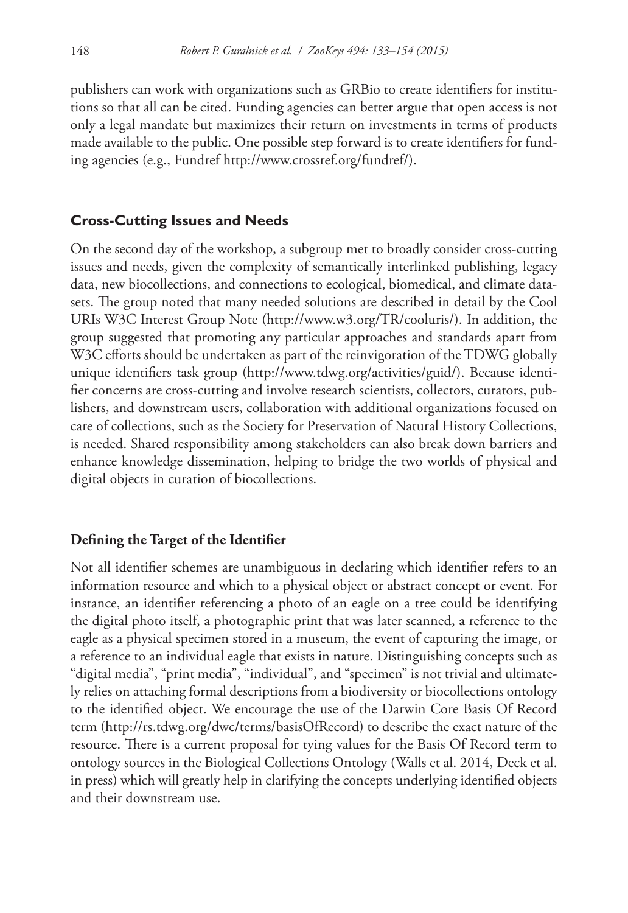publishers can work with organizations such as GRBio to create identifiers for institutions so that all can be cited. Funding agencies can better argue that open access is not only a legal mandate but maximizes their return on investments in terms of products made available to the public. One possible step forward is to create identifiers for funding agencies (e.g., Fundref http://www.crossref.org/fundref/).

## Cross-Cutting Issues and Needs

On the second day of the workshop, a subgroup met to broadly consider cross-cutting issues and needs, given the complexity of semantically interlinked publishing, legacy data, new biocollections, and connections to ecological, biomedical, and climate datasets. The group noted that many needed solutions are described in detail by the Cool URIs W3C Interest Group Note (http://www.w3.org/TR/cooluris/). In addition, the group suggested that promoting any particular approaches and standards apart from W3C efforts should be undertaken as part of the reinvigoration of the TDWG globally unique identifiers task group (http://www.tdwg.org/activities/guid/). Because identifier concerns are cross-cutting and involve research scientists, collectors, curators, publishers, and downstream users, collaboration with additional organizations focused on care of collections, such as the Society for Preservation of Natural History Collections, is needed. Shared responsibility among stakeholders can also break down barriers and enhance knowledge dissemination, helping to bridge the two worlds of physical and digital objects in curation of biocollections.

### Defining the Target of the Identifier

Not all identifier schemes are unambiguous in declaring which identifier refers to an information resource and which to a physical object or abstract concept or event. For instance, an identifier referencing a photo of an eagle on a tree could be identifying the digital photo itself, a photographic print that was later scanned, a reference to the eagle as a physical specimen stored in a museum, the event of capturing the image, or a reference to an individual eagle that exists in nature. Distinguishing concepts such as "digital media", "print media", "individual", and "specimen" is not trivial and ultimately relies on attaching formal descriptions from a biodiversity or biocollections ontology to the identified object. We encourage the use of the Darwin Core Basis Of Record term (http://rs.tdwg.org/dwc/terms/basisOfRecord) to describe the exact nature of the resource. There is a current proposal for tying values for the Basis Of Record term to ontology sources in the Biological Collections Ontology (Walls et al. 2014, Deck et al. in press) which will greatly help in clarifying the concepts underlying identified objects and their downstream use.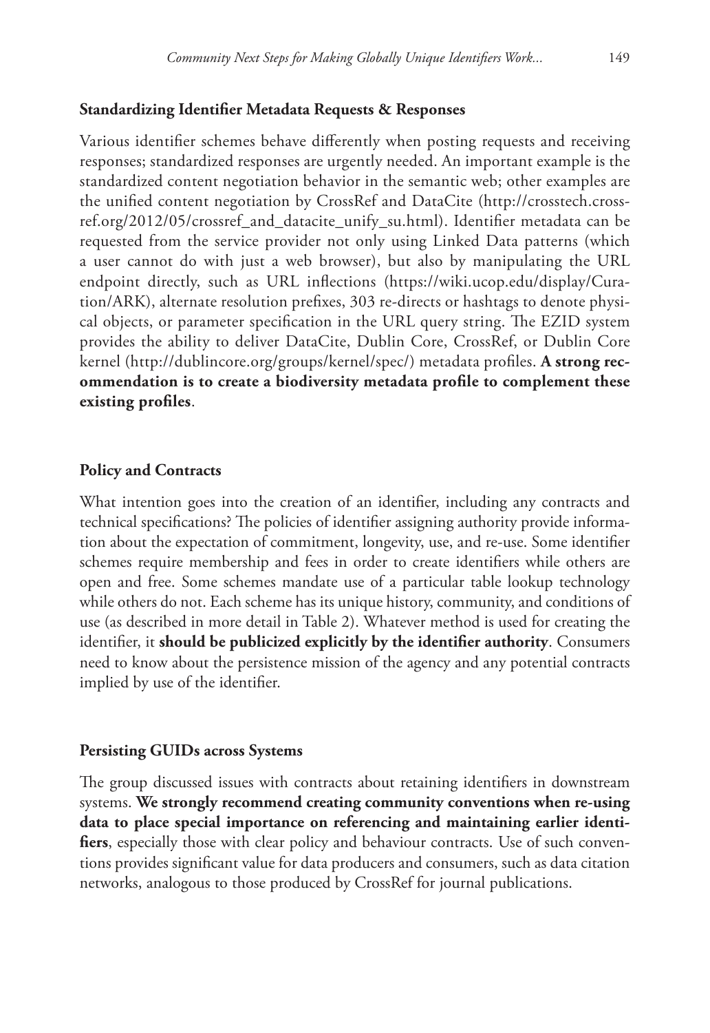### Standardizing Identifier Metadata Requests & Responses

Various identifier schemes behave differently when posting requests and receiving responses; standardized responses are urgently needed. An important example is the standardized content negotiation behavior in the semantic web; other examples are the unified content negotiation by CrossRef and DataCite (http://crosstech.crossref.org/2012/05/crossref_and_datacite_unify_su.html). Identifier metadata can be requested from the service provider not only using Linked Data patterns (which a user cannot do with just a web browser), but also by manipulating the URL endpoint directly, such as URL inflections (https://wiki.ucop.edu/display/Curation/ARK), alternate resolution prefixes, 303 re-directs or hashtags to denote physical objects, or parameter specification in the URL query string. The EZID system provides the ability to deliver DataCite, Dublin Core, CrossRef, or Dublin Core kernel (http://dublincore.org/groups/kernel/spec/) metadata profiles. **A strong recommendation is to create a biodiversity metadata profile to complement these existing profiles**.

### Policy and Contracts

What intention goes into the creation of an identifier, including any contracts and technical specifications? The policies of identifier assigning authority provide information about the expectation of commitment, longevity, use, and re-use. Some identifier schemes require membership and fees in order to create identifiers while others are open and free. Some schemes mandate use of a particular table lookup technology while others do not. Each scheme has its unique history, community, and conditions of use (as described in more detail in Table 2). Whatever method is used for creating the identifier, it **should be publicized explicitly by the identifier authority**. Consumers need to know about the persistence mission of the agency and any potential contracts implied by use of the identifier.

### Persisting GUIDs across Systems

The group discussed issues with contracts about retaining identifiers in downstream systems. **We strongly recommend creating community conventions when re-using data to place special importance on referencing and maintaining earlier identifiers**, especially those with clear policy and behaviour contracts. Use of such conventions provides significant value for data producers and consumers, such as data citation networks, analogous to those produced by CrossRef for journal publications.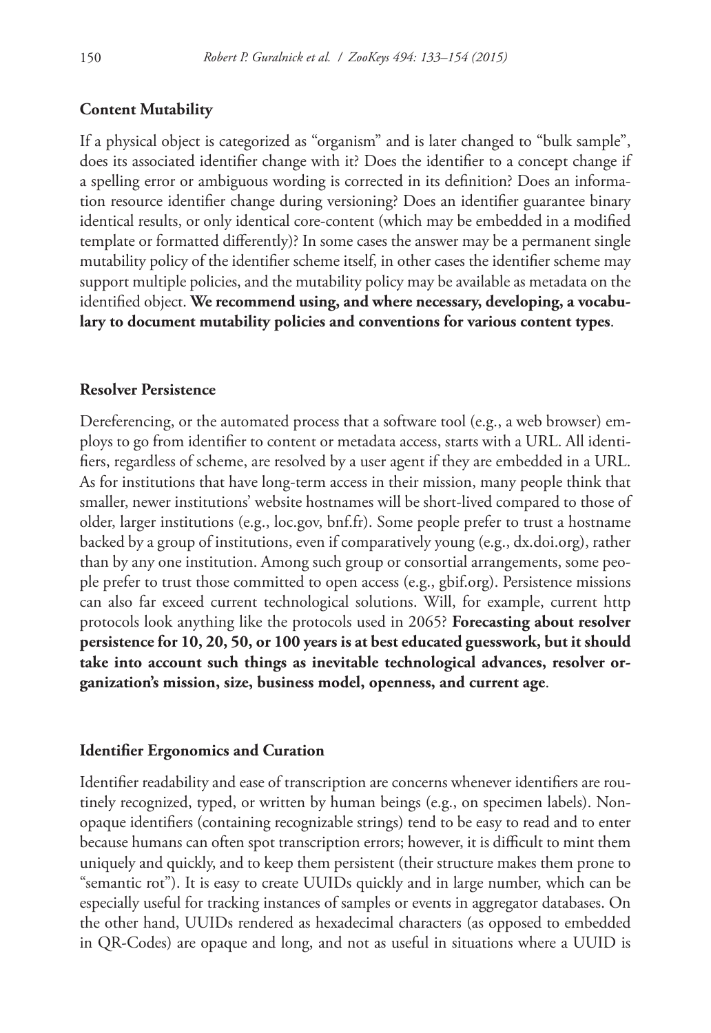### Content Mutability

If a physical object is categorized as "organism" and is later changed to "bulk sample", does its associated identifier change with it? Does the identifier to a concept change if a spelling error or ambiguous wording is corrected in its definition? Does an information resource identifier change during versioning? Does an identifier guarantee binary identical results, or only identical core-content (which may be embedded in a modified template or formatted differently)? In some cases the answer may be a permanent single mutability policy of the identifier scheme itself, in other cases the identifier scheme may support multiple policies, and the mutability policy may be available as metadata on the identified object. **We recommend using, and where necessary, developing, a vocabulary to document mutability policies and conventions for various content types**.

### Resolver Persistence

Dereferencing, or the automated process that a software tool (e.g., a web browser) employs to go from identifier to content or metadata access, starts with a URL. All identifiers, regardless of scheme, are resolved by a user agent if they are embedded in a URL. As for institutions that have long-term access in their mission, many people think that smaller, newer institutions' website hostnames will be short-lived compared to those of older, larger institutions (e.g., loc.gov, bnf.fr). Some people prefer to trust a hostname backed by a group of institutions, even if comparatively young (e.g., dx.doi.org), rather than by any one institution. Among such group or consortial arrangements, some people prefer to trust those committed to open access (e.g., gbif.org). Persistence missions can also far exceed current technological solutions. Will, for example, current http protocols look anything like the protocols used in 2065? **Forecasting about resolver persistence for 10, 20, 50, or 100 years is at best educated guesswork, but it should take into account such things as inevitable technological advances, resolver organization's mission, size, business model, openness, and current age**.

### Identifier Ergonomics and Curation

Identifier readability and ease of transcription are concerns whenever identifiers are routinely recognized, typed, or written by human beings (e.g., on specimen labels). Non-opaque identifiers (containing recognizable strings) tend to be easy to read and to enter because humans can often spot transcription errors; however, it is difficult to mint them uniquely and quickly, and to keep them persistent (their structure makes them prone to "semantic rot"). It is easy to create UUIDs quickly and in large number, which can be especially useful for tracking instances of samples or events in aggregator databases. On the other hand, UUIDs rendered as hexadecimal characters (as opposed to embedded in QR-Codes) are opaque and long, and not as useful in situations where a UUID is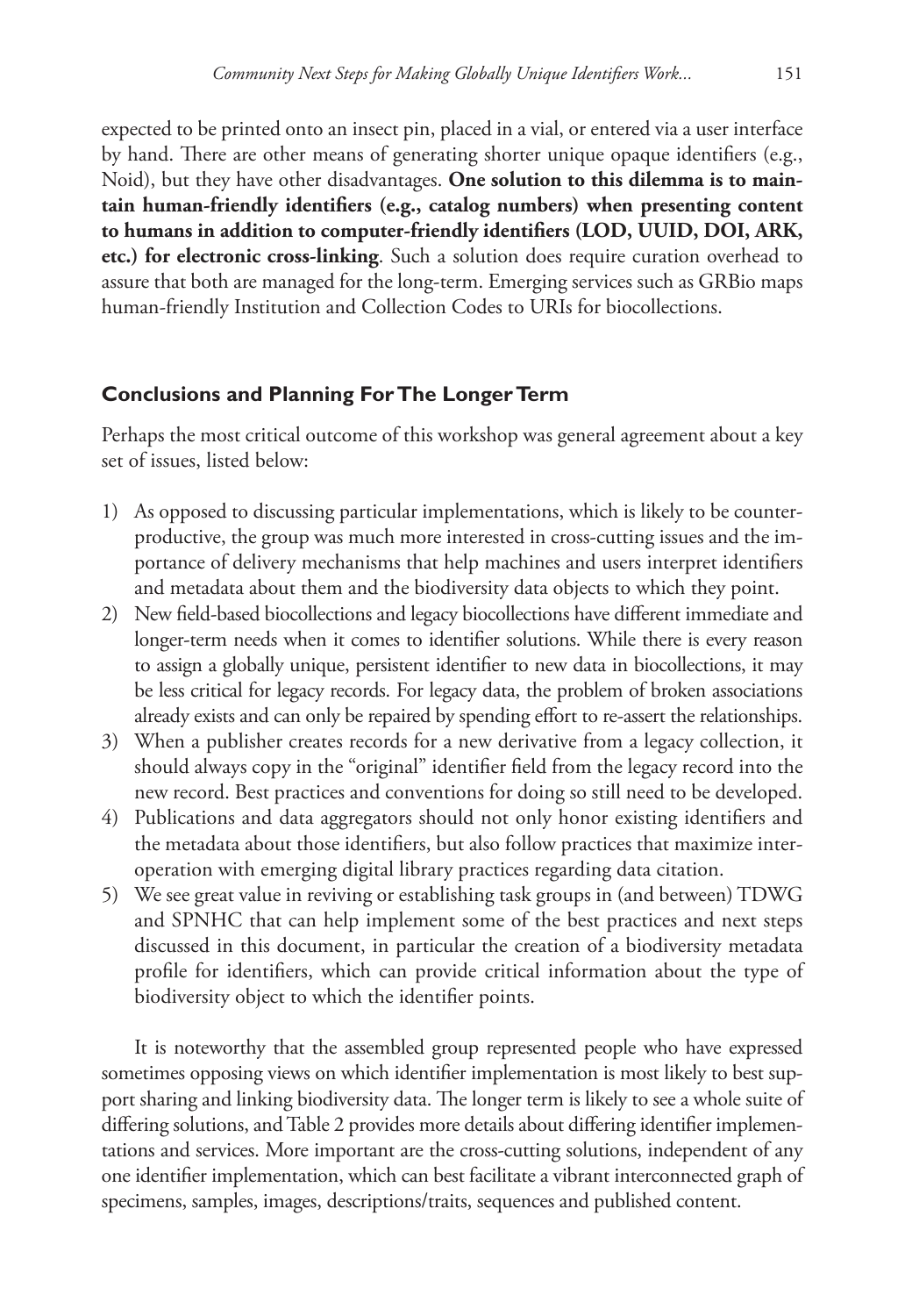expected to be printed onto an insect pin, placed in a vial, or entered via a user interface by hand. There are other means of generating shorter unique opaque identifiers (e.g., Noid), but they have other disadvantages. **One solution to this dilemma is to maintain human-friendly identifiers (e.g., catalog numbers) when presenting content to humans in addition to computer-friendly identifiers (LOD, UUID, DOI, ARK, etc.) for electronic cross-linking**. Such a solution does require curation overhead to assure that both are managed for the long-term. Emerging services such as GRBio maps human-friendly Institution and Collection Codes to URIs for biocollections.

## Conclusions and Planning For The Longer Term

Perhaps the most critical outcome of this workshop was general agreement about a key set of issues, listed below:

1) As opposed to discussing particular implementations, which is likely to be counter-productive, the group was much more interested in cross-cutting issues and the importance of delivery mechanisms that help machines and users interpret identifiers and metadata about them and the biodiversity data objects to which they point.
2) New field-based biocollections and legacy biocollections have different immediate and longer-term needs when it comes to identifier solutions. While there is every reason to assign a globally unique, persistent identifier to new data in biocollections, it may be less critical for legacy records. For legacy data, the problem of broken associations already exists and can only be repaired by spending effort to re-assert the relationships.
3) When a publisher creates records for a new derivative from a legacy collection, it should always copy in the "original" identifier field from the legacy record into the new record. Best practices and conventions for doing so still need to be developed.
4) Publications and data aggregators should not only honor existing identifiers and the metadata about those identifiers, but also follow practices that maximize interoperation with emerging digital library practices regarding data citation.
5) We see great value in reviving or establishing task groups in (and between) TDWG and SPNHC that can help implement some of the best practices and next steps discussed in this document, in particular the creation of a biodiversity metadata profile for identifiers, which can provide critical information about the type of biodiversity object to which the identifier points.

It is noteworthy that the assembled group represented people who have expressed sometimes opposing views on which identifier implementation is most likely to best support sharing and linking biodiversity data. The longer term is likely to see a whole suite of differing solutions, and Table 2 provides more details about differing identifier implementations and services. More important are the cross-cutting solutions, independent of any one identifier implementation, which can best facilitate a vibrant interconnected graph of specimens, samples, images, descriptions/traits, sequences and published content.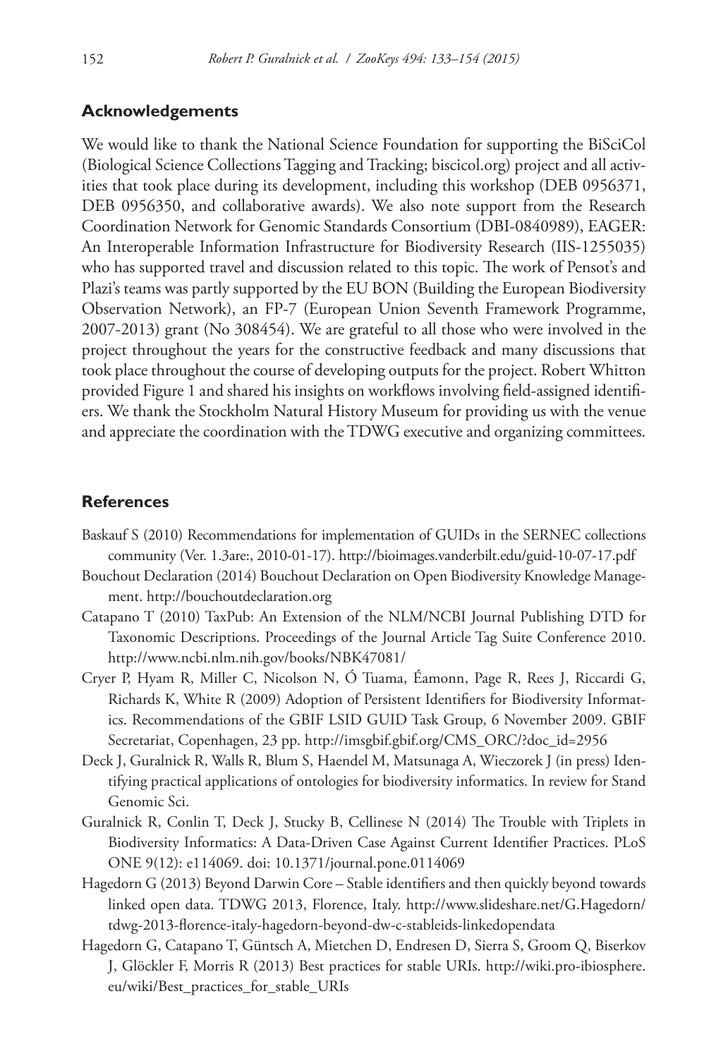## Acknowledgements

We would like to thank the National Science Foundation for supporting the BiSciCol (Biological Science Collections Tagging and Tracking; biscicol.org) project and all activities that took place during its development, including this workshop (DEB 0956371, DEB 0956350, and collaborative awards). We also note support from the Research Coordination Network for Genomic Standards Consortium (DBI-0840989), EAGER: An Interoperable Information Infrastructure for Biodiversity Research (IIS-1255035) who has supported travel and discussion related to this topic. The work of Pensot's and Plazi's teams was partly supported by the EU BON (Building the European Biodiversity Observation Network), an FP-7 (European Union Seventh Framework Programme, 2007-2013) grant (No 308454). We are grateful to all those who were involved in the project throughout the years for the constructive feedback and many discussions that took place throughout the course of developing outputs for the project. Robert Whitton provided Figure 1 and shared his insights on workflows involving field-assigned identifiers. We thank the Stockholm Natural History Museum for providing us with the venue and appreciate the coordination with the TDWG executive and organizing committees.

## References

Baskauf S (2010) Recommendations for implementation of GUIDs in the SERNEC collections community (Ver. 1.3are:, 2010-01-17). http://bioimages.vanderbilt.edu/guid-10-07-17.pdf

Bouchout Declaration (2014) Bouchout Declaration on Open Biodiversity Knowledge Management. http://bouchoutdeclaration.org

Catapano T (2010) TaxPub: An Extension of the NLM/NCBI Journal Publishing DTD for Taxonomic Descriptions. Proceedings of the Journal Article Tag Suite Conference 2010. http://www.ncbi.nlm.nih.gov/books/NBK47081/

Cryer P, Hyam R, Miller C, Nicolson N, Ó Tuama, Éamonn, Page R, Rees J, Riccardi G, Richards K, White R (2009) Adoption of Persistent Identifiers for Biodiversity Informatics. Recommendations of the GBIF LSID GUID Task Group, 6 November 2009. GBIF Secretariat, Copenhagen, 23 pp. http://imsgbif.gbif.org/CMS_ORC/?doc_id=2956

Deck J, Guralnick R, Walls R, Blum S, Haendel M, Matsunaga A, Wieczorek J (in press) Identifying practical applications of ontologies for biodiversity informatics. In review for Stand Genomic Sci.

Guralnick R, Conlin T, Deck J, Stucky B, Cellinese N (2014) The Trouble with Triplets in Biodiversity Informatics: A Data-Driven Case Against Current Identifier Practices. PLoS ONE 9(12): e114069. doi: 10.1371/journal.pone.0114069

Hagedorn G (2013) Beyond Darwin Core – Stable identifiers and then quickly beyond towards linked open data. TDWG 2013, Florence, Italy. http://www.slideshare.net/G.Hagedorn/tdwg-2013-florence-italy-hagedorn-beyond-dw-c-stableids-linkedopendata

Hagedorn G, Catapano T, Güntsch A, Mietchen D, Endresen D, Sierra S, Groom Q, Biserkov J, Glöckler F, Morris R (2013) Best practices for stable URIs. http://wiki.pro-ibiosphere.eu/wiki/Best_practices_for_stable_URIs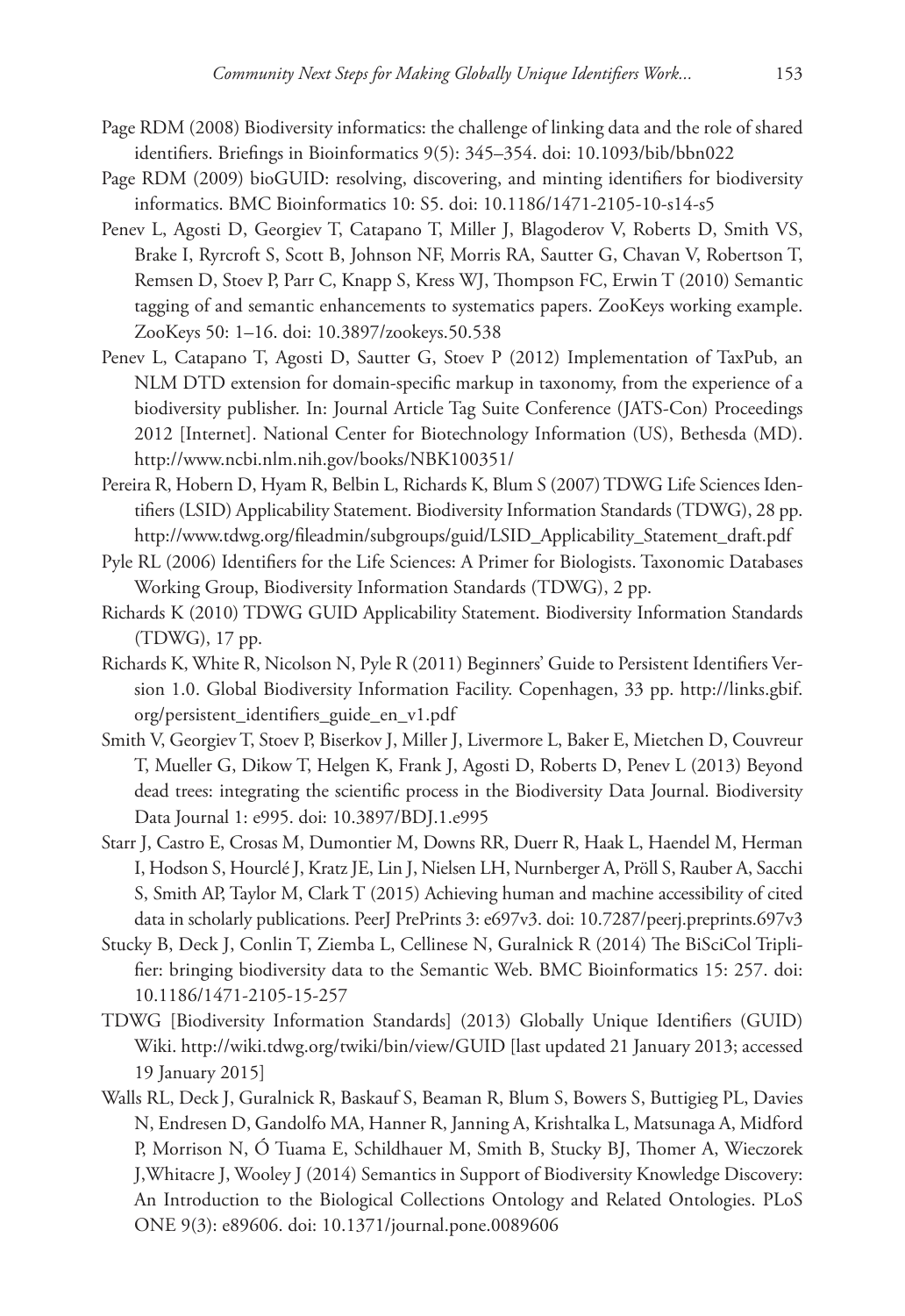Page RDM (2008) Biodiversity informatics: the challenge of linking data and the role of shared identifiers. Briefings in Bioinformatics 9(5): 345–354. doi: 10.1093/bib/bbn022

Page RDM (2009) bioGUID: resolving, discovering, and minting identifiers for biodiversity informatics. BMC Bioinformatics 10: S5. doi: 10.1186/1471-2105-10-s14-s5

Penev L, Agosti D, Georgiev T, Catapano T, Miller J, Blagoderov V, Roberts D, Smith VS, Brake I, Ryrcroft S, Scott B, Johnson NF, Morris RA, Sautter G, Chavan V, Robertson T, Remsen D, Stoev P, Parr C, Knapp S, Kress WJ, Thompson FC, Erwin T (2010) Semantic tagging of and semantic enhancements to systematics papers. ZooKeys working example. ZooKeys 50: 1–16. doi: 10.3897/zookeys.50.538

Penev L, Catapano T, Agosti D, Sautter G, Stoev P (2012) Implementation of TaxPub, an NLM DTD extension for domain-specific markup in taxonomy, from the experience of a biodiversity publisher. In: Journal Article Tag Suite Conference (JATS-Con) Proceedings 2012 [Internet]. National Center for Biotechnology Information (US), Bethesda (MD). http://www.ncbi.nlm.nih.gov/books/NBK100351/

Pereira R, Hobern D, Hyam R, Belbin L, Richards K, Blum S (2007) TDWG Life Sciences Identifiers (LSID) Applicability Statement. Biodiversity Information Standards (TDWG), 28 pp. http://www.tdwg.org/fileadmin/subgroups/guid/LSID_Applicability_Statement_draft.pdf

Pyle RL (2006) Identifiers for the Life Sciences: A Primer for Biologists. Taxonomic Databases Working Group, Biodiversity Information Standards (TDWG), 2 pp.

Richards K (2010) TDWG GUID Applicability Statement. Biodiversity Information Standards (TDWG), 17 pp.

Richards K, White R, Nicolson N, Pyle R (2011) Beginners' Guide to Persistent Identifiers Version 1.0. Global Biodiversity Information Facility. Copenhagen, 33 pp. http://links.gbif.org/persistent_identifiers_guide_en_v1.pdf

Smith V, Georgiev T, Stoev P, Biserkov J, Miller J, Livermore L, Baker E, Mietchen D, Couvreur T, Mueller G, Dikow T, Helgen K, Frank J, Agosti D, Roberts D, Penev L (2013) Beyond dead trees: integrating the scientific process in the Biodiversity Data Journal. Biodiversity Data Journal 1: e995. doi: 10.3897/BDJ.1.e995

Starr J, Castro E, Crosas M, Dumontier M, Downs RR, Duerr R, Haak L, Haendel M, Herman I, Hodson S, Hourclé J, Kratz JE, Lin J, Nielsen LH, Nurnberger A, Pröll S, Rauber A, Sacchi S, Smith AP, Taylor M, Clark T (2015) Achieving human and machine accessibility of cited data in scholarly publications. PeerJ PrePrints 3: e697v3. doi: 10.7287/peerj.preprints.697v3

Stucky B, Deck J, Conlin T, Ziemba L, Cellinese N, Guralnick R (2014) The BiSciCol Triplifier: bringing biodiversity data to the Semantic Web. BMC Bioinformatics 15: 257. doi: 10.1186/1471-2105-15-257

TDWG [Biodiversity Information Standards] (2013) Globally Unique Identifiers (GUID) Wiki. http://wiki.tdwg.org/twiki/bin/view/GUID [last updated 21 January 2013; accessed 19 January 2015]

Walls RL, Deck J, Guralnick R, Baskauf S, Beaman R, Blum S, Bowers S, Buttigieg PL, Davies N, Endresen D, Gandolfo MA, Hanner R, Janning A, Krishtalka L, Matsunaga A, Midford P, Morrison N, Ó Tuama E, Schildhauer M, Smith B, Stucky BJ, Thomer A, Wieczorek J,Whitacre J, Wooley J (2014) Semantics in Support of Biodiversity Knowledge Discovery: An Introduction to the Biological Collections Ontology and Related Ontologies. PLoS ONE 9(3): e89606. doi: 10.1371/journal.pone.0089606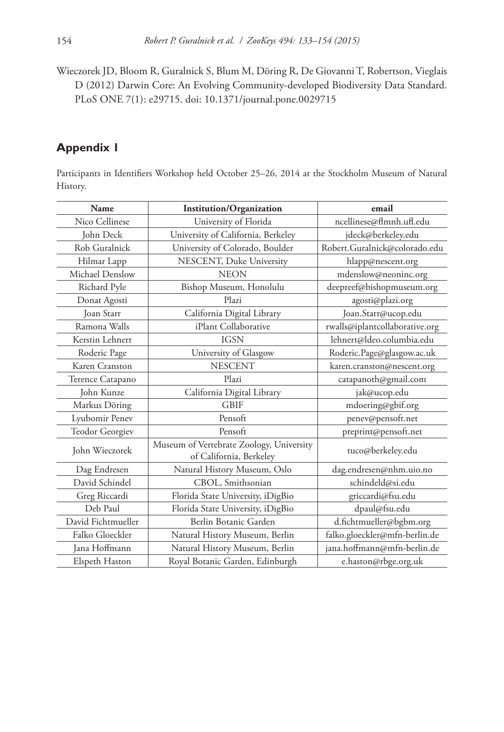Wieczorek JD, Bloom R, Guralnick S, Blum M, Döring R, De Giovanni T, Robertson, Vieglais D (2012) Darwin Core: An Evolving Community-developed Biodiversity Data Standard. PLoS ONE 7(1): e29715. doi: 10.1371/journal.pone.0029715

## Appendix 1

Participants in Identifiers Workshop held October 25–26, 2014 at the Stockholm Museum of Natural History.

| Name | Institution/Organization | email |
|---|---|---|
| Nico Cellinese | University of Florida | ncellinese@flmnh.ufl.edu |
| John Deck | University of California, Berkeley | jdeck@berkeley.edu |
| Rob Guralnick | University of Colorado, Boulder | Robert.Guralnick@colorado.edu |
| Hilmar Lapp | NESCENT, Duke University | hlapp@nescent.org |
| Michael Denslow | NEON | mdenslow@neoninc.org |
| Richard Pyle | Bishop Museum, Honolulu | deepreef@bishopmuseum.org |
| Donat Agosti | Plazi | agosti@plazi.org |
| Joan Starr | California Digital Library | Joan.Starr@ucop.edu |
| Ramona Walls | iPlant Collaborative | rwalls@iplantcollaborative.org |
| Kerstin Lehnert | IGSN | lehnert@ldeo.columbia.edu |
| Roderic Page | University of Glasgow | Roderic.Page@glasgow.ac.uk |
| Karen Cranston | NESCENT | karen.cranston@nescent.org |
| Terence Catapano | Plazi | catapanoth@gmail.com |
| John Kunze | California Digital Library | jak@ucop.edu |
| Markus Döring | GBIF | mdoering@gbif.org |
| Lyubomir Penev | Pensoft | penev@pensoft.net |
| Teodor Georgiev | Pensoft | preprint@pensoft.net |
| John Wieczorek | Museum of Vertebrate Zoology, University of California, Berkeley | tuco@berkeley.edu |
| Dag Endresen | Natural History Museum, Oslo | dag.endresen@nhm.uio.no |
| David Schindel | CBOL, Smithsonian | schindeld@si.edu |
| Greg Riccardi | Florida State University, iDigBio | griccardi@fsu.edu |
| Deb Paul | Florida State University, iDigBio | dpaul@fsu.edu |
| David Fichtmueller | Berlin Botanic Garden | d.fichtmueller@bgbm.org |
| Falko Gloeckler | Natural History Museum, Berlin | falko.gloeckler@mfn-berlin.de |
| Jana Hoffmann | Natural History Museum, Berlin | jana.hoffmann@mfn-berlin.de |
| Elspeth Haston | Royal Botanic Garden, Edinburgh | e.haston@rbge.org.uk |